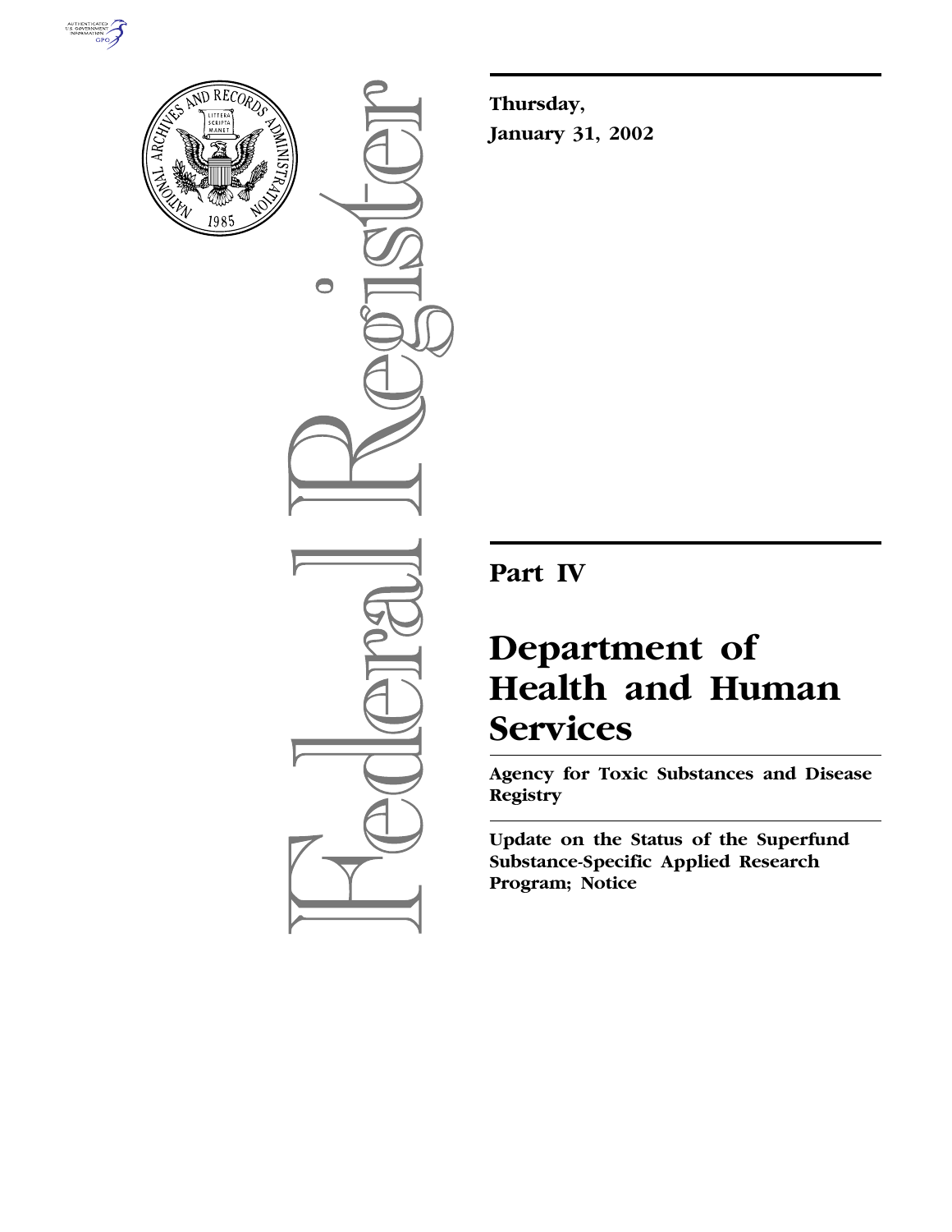**Thursday,**

**January 31, 2002**

# Part IV

# Department of Health and Human Services

## Agency for Toxic Substances and Disease Registry

## Update on the Status of the Superfund Substance-Specific Applied Research Program; Notice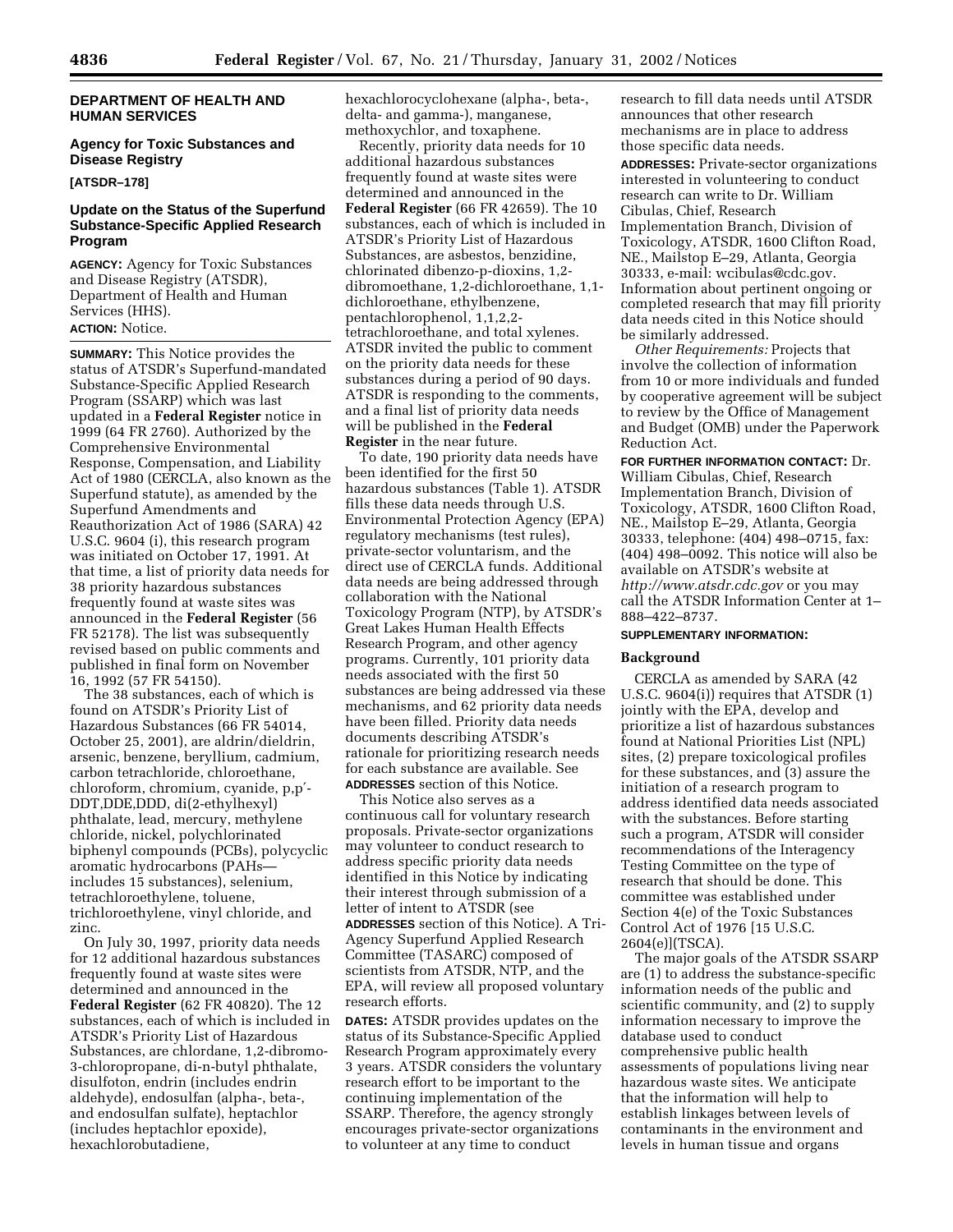## DEPARTMENT OF HEALTH AND HUMAN SERVICES

### Agency for Toxic Substances and Disease Registry

**[ATSDR–178]**

### Update on the Status of the Superfund Substance-Specific Applied Research Program

**AGENCY:** Agency for Toxic Substances and Disease Registry (ATSDR), Department of Health and Human Services (HHS).

**ACTION:** Notice.

**SUMMARY:** This Notice provides the status of ATSDR's Superfund-mandated Substance-Specific Applied Research Program (SSARP) which was last updated in a **Federal Register** notice in 1999 (64 FR 2760). Authorized by the Comprehensive Environmental Response, Compensation, and Liability Act of 1980 (CERCLA, also known as the Superfund statute), as amended by the Superfund Amendments and Reauthorization Act of 1986 (SARA) 42 U.S.C. 9604 (i), this research program was initiated on October 17, 1991. At that time, a list of priority data needs for 38 priority hazardous substances frequently found at waste sites was announced in the **Federal Register** (56 FR 52178). The list was subsequently revised based on public comments and published in final form on November 16, 1992 (57 FR 54150).

The 38 substances, each of which is found on ATSDR's Priority List of Hazardous Substances (66 FR 54014, October 25, 2001), are aldrin/dieldrin, arsenic, benzene, beryllium, cadmium, carbon tetrachloride, chloroethane, chloroform, chromium, cyanide, p,p′-DDT,DDE,DDD, di(2-ethylhexyl) phthalate, lead, mercury, methylene chloride, nickel, polychlorinated biphenyl compounds (PCBs), polycyclic aromatic hydrocarbons (PAHs—includes 15 substances), selenium, tetrachloroethylene, toluene, trichloroethylene, vinyl chloride, and zinc.

On July 30, 1997, priority data needs for 12 additional hazardous substances frequently found at waste sites were determined and announced in the **Federal Register** (62 FR 40820). The 12 substances, each of which is included in ATSDR's Priority List of Hazardous Substances, are chlordane, 1,2-dibromo-3-chloropropane, di-n-butyl phthalate, disulfoton, endrin (includes endrin aldehyde), endosulfan (alpha-, beta-, and endosulfan sulfate), heptachlor (includes heptachlor epoxide), hexachlorobutadiene, hexachlorocyclohexane (alpha-, beta-, delta- and gamma-), manganese, methoxychlor, and toxaphene.

Recently, priority data needs for 10 additional hazardous substances frequently found at waste sites were determined and announced in the **Federal Register** (66 FR 42659). The 10 substances, each of which is included in ATSDR's Priority List of Hazardous Substances, are asbestos, benzidine, chlorinated dibenzo-p-dioxins, 1,2-dibromoethane, 1,2-dichloroethane, 1,1-dichloroethane, ethylbenzene, pentachlorophenol, 1,1,2,2-tetrachloroethane, and total xylenes. ATSDR invited the public to comment on the priority data needs for these substances during a period of 90 days. ATSDR is responding to the comments, and a final list of priority data needs will be published in the **Federal Register** in the near future.

To date, 190 priority data needs have been identified for the first 50 hazardous substances (Table 1). ATSDR fills these data needs through U.S. Environmental Protection Agency (EPA) regulatory mechanisms (test rules), private-sector voluntarism, and the direct use of CERCLA funds. Additional data needs are being addressed through collaboration with the National Toxicology Program (NTP), by ATSDR's Great Lakes Human Health Effects Research Program, and other agency programs. Currently, 101 priority data needs associated with the first 50 substances are being addressed via these mechanisms, and 62 priority data needs have been filled. Priority data needs documents describing ATSDR's rationale for prioritizing research needs for each substance are available. See **ADDRESSES** section of this Notice.

This Notice also serves as a continuous call for voluntary research proposals. Private-sector organizations may volunteer to conduct research to address specific priority data needs identified in this Notice by indicating their interest through submission of a letter of intent to ATSDR (see **ADDRESSES** section of this Notice). A Tri-Agency Superfund Applied Research Committee (TASARC) composed of scientists from ATSDR, NTP, and the EPA, will review all proposed voluntary research efforts.

**DATES:** ATSDR provides updates on the status of its Substance-Specific Applied Research Program approximately every 3 years. ATSDR considers the voluntary research effort to be important to the continuing implementation of the SSARP. Therefore, the agency strongly encourages private-sector organizations to volunteer at any time to conduct research to fill data needs until ATSDR announces that other research mechanisms are in place to address those specific data needs.

**ADDRESSES:** Private-sector organizations interested in volunteering to conduct research can write to Dr. William Cibulas, Chief, Research Implementation Branch, Division of Toxicology, ATSDR, 1600 Clifton Road, NE., Mailstop E–29, Atlanta, Georgia 30333, e-mail: wcibulas@cdc.gov. Information about pertinent ongoing or completed research that may fill priority data needs cited in this Notice should be similarly addressed.

*Other Requirements:* Projects that involve the collection of information from 10 or more individuals and funded by cooperative agreement will be subject to review by the Office of Management and Budget (OMB) under the Paperwork Reduction Act.

**FOR FURTHER INFORMATION CONTACT:** Dr. William Cibulas, Chief, Research Implementation Branch, Division of Toxicology, ATSDR, 1600 Clifton Road, NE., Mailstop E–29, Atlanta, Georgia 30333, telephone: (404) 498–0715, fax: (404) 498–0092. This notice will also be available on ATSDR's website at *http://www.atsdr.cdc.gov* or you may call the ATSDR Information Center at 1–888–422–8737.

**SUPPLEMENTARY INFORMATION:**

#### Background

CERCLA as amended by SARA (42 U.S.C. 9604(i)) requires that ATSDR (1) jointly with the EPA, develop and prioritize a list of hazardous substances found at National Priorities List (NPL) sites, (2) prepare toxicological profiles for these substances, and (3) assure the initiation of a research program to address identified data needs associated with the substances. Before starting such a program, ATSDR will consider recommendations of the Interagency Testing Committee on the type of research that should be done. This committee was established under Section 4(e) of the Toxic Substances Control Act of 1976 [15 U.S.C. 2604(e)](TSCA).

The major goals of the ATSDR SSARP are (1) to address the substance-specific information needs of the public and scientific community, and (2) to supply information necessary to improve the database used to conduct comprehensive public health assessments of populations living near hazardous waste sites. We anticipate that the information will help to establish linkages between levels of contaminants in the environment and levels in human tissue and organs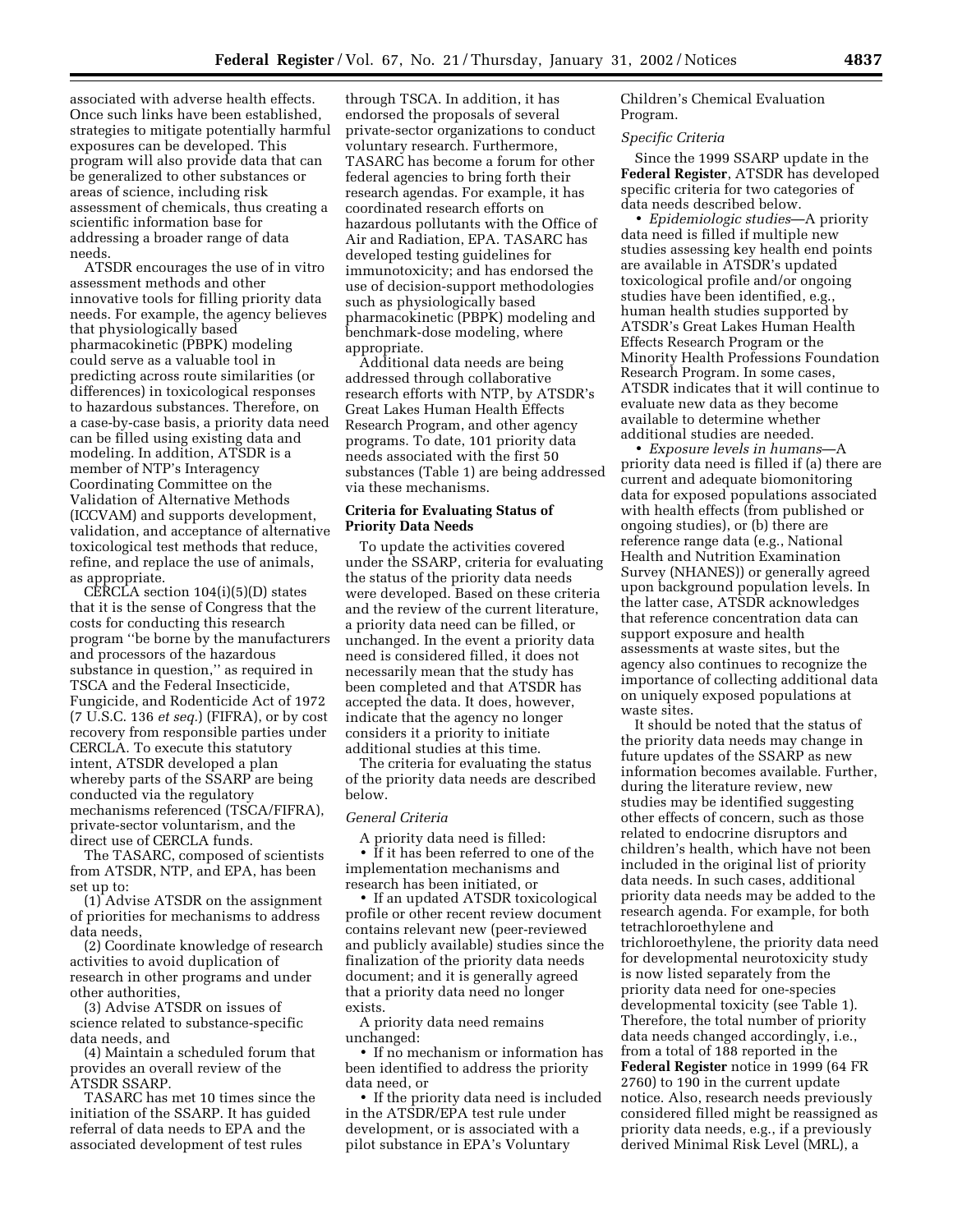associated with adverse health effects. Once such links have been established, strategies to mitigate potentially harmful exposures can be developed. This program will also provide data that can be generalized to other substances or areas of science, including risk assessment of chemicals, thus creating a scientific information base for addressing a broader range of data needs.

ATSDR encourages the use of in vitro assessment methods and other innovative tools for filling priority data needs. For example, the agency believes that physiologically based pharmacokinetic (PBPK) modeling could serve as a valuable tool in predicting across route similarities (or differences) in toxicological responses to hazardous substances. Therefore, on a case-by-case basis, a priority data need can be filled using existing data and modeling. In addition, ATSDR is a member of NTP's Interagency Coordinating Committee on the Validation of Alternative Methods (ICCVAM) and supports development, validation, and acceptance of alternative toxicological test methods that reduce, refine, and replace the use of animals, as appropriate.

CERCLA section 104(i)(5)(D) states that it is the sense of Congress that the costs for conducting this research program ''be borne by the manufacturers and processors of the hazardous substance in question,'' as required in TSCA and the Federal Insecticide, Fungicide, and Rodenticide Act of 1972 (7 U.S.C. 136 *et seq.*) (FIFRA), or by cost recovery from responsible parties under CERCLA. To execute this statutory intent, ATSDR developed a plan whereby parts of the SSARP are being conducted via the regulatory mechanisms referenced (TSCA/FIFRA), private-sector voluntarism, and the direct use of CERCLA funds.

The TASARC, composed of scientists from ATSDR, NTP, and EPA, has been set up to:

(1) Advise ATSDR on the assignment of priorities for mechanisms to address data needs,

(2) Coordinate knowledge of research activities to avoid duplication of research in other programs and under other authorities,

(3) Advise ATSDR on issues of science related to substance-specific data needs, and

(4) Maintain a scheduled forum that provides an overall review of the ATSDR SSARP.

TASARC has met 10 times since the initiation of the SSARP. It has guided referral of data needs to EPA and the associated development of test rules through TSCA. In addition, it has endorsed the proposals of several private-sector organizations to conduct voluntary research. Furthermore, TASARC has become a forum for other federal agencies to bring forth their research agendas. For example, it has coordinated research efforts on hazardous pollutants with the Office of Air and Radiation, EPA. TASARC has developed testing guidelines for immunotoxicity; and has endorsed the use of decision-support methodologies such as physiologically based pharmacokinetic (PBPK) modeling and benchmark-dose modeling, where appropriate.

Additional data needs are being addressed through collaborative research efforts with NTP, by ATSDR's Great Lakes Human Health Effects Research Program, and other agency programs. To date, 101 priority data needs associated with the first 50 substances (Table 1) are being addressed via these mechanisms.

## Criteria for Evaluating Status of Priority Data Needs

To update the activities covered under the SSARP, criteria for evaluating the status of the priority data needs were developed. Based on these criteria and the review of the current literature, a priority data need can be filled, or unchanged. In the event a priority data need is considered filled, it does not necessarily mean that the study has been completed and that ATSDR has accepted the data. It does, however, indicate that the agency no longer considers it a priority to initiate additional studies at this time.

The criteria for evaluating the status of the priority data needs are described below.

*General Criteria*

A priority data need is filled:

- If it has been referred to one of the implementation mechanisms and research has been initiated, or
- If an updated ATSDR toxicological profile or other recent review document contains relevant new (peer-reviewed and publicly available) studies since the finalization of the priority data needs document; and it is generally agreed that a priority data need no longer exists.

A priority data need remains unchanged:

- If no mechanism or information has been identified to address the priority data need, or
- If the priority data need is included in the ATSDR/EPA test rule under development, or is associated with a pilot substance in EPA's Voluntary Children's Chemical Evaluation Program.

*Specific Criteria*

Since the 1999 SSARP update in the **Federal Register**, ATSDR has developed specific criteria for two categories of data needs described below.

- *Epidemiologic studies*—A priority data need is filled if multiple new studies assessing key health end points are available in ATSDR's updated toxicological profile and/or ongoing studies have been identified, e.g., human health studies supported by ATSDR's Great Lakes Human Health Effects Research Program or the Minority Health Professions Foundation Research Program. In some cases, ATSDR indicates that it will continue to evaluate new data as they become available to determine whether additional studies are needed.
- *Exposure levels in humans*—A priority data need is filled if (a) there are current and adequate biomonitoring data for exposed populations associated with health effects (from published or ongoing studies), or (b) there are reference range data (e.g., National Health and Nutrition Examination Survey (NHANES)) or generally agreed upon background population levels. In the latter case, ATSDR acknowledges that reference concentration data can support exposure and health assessments at waste sites, but the agency also continues to recognize the importance of collecting additional data on uniquely exposed populations at waste sites.

It should be noted that the status of the priority data needs may change in future updates of the SSARP as new information becomes available. Further, during the literature review, new studies may be identified suggesting other effects of concern, such as those related to endocrine disruptors and children's health, which have not been included in the original list of priority data needs. In such cases, additional priority data needs may be added to the research agenda. For example, for both tetrachloroethylene and trichloroethylene, the priority data need for developmental neurotoxicity study is now listed separately from the priority data need for one-species developmental toxicity (see Table 1). Therefore, the total number of priority data needs changed accordingly, i.e., from a total of 188 reported in the **Federal Register** notice in 1999 (64 FR 2760) to 190 in the current update notice. Also, research needs previously considered filled might be reassigned as priority data needs, e.g., if a previously derived Minimal Risk Level (MRL), a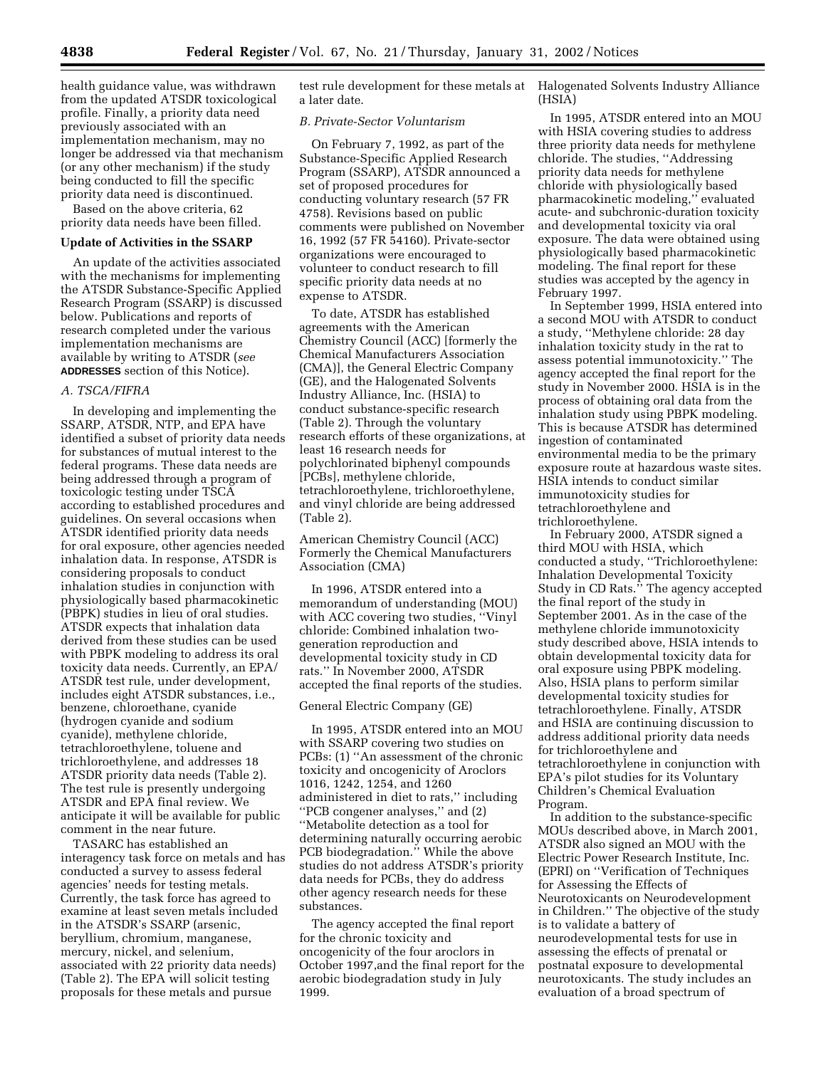health guidance value, was withdrawn from the updated ATSDR toxicological profile. Finally, a priority data need previously associated with an implementation mechanism, may no longer be addressed via that mechanism (or any other mechanism) if the study being conducted to fill the specific priority data need is discontinued.

Based on the above criteria, 62 priority data needs have been filled.

**Update of Activities in the SSARP**

An update of the activities associated with the mechanisms for implementing the ATSDR Substance-Specific Applied Research Program (SSARP) is discussed below. Publications and reports of research completed under the various implementation mechanisms are available by writing to ATSDR (*see* **ADDRESSES** section of this Notice).

*A. TSCA/FIFRA*

In developing and implementing the SSARP, ATSDR, NTP, and EPA have identified a subset of priority data needs for substances of mutual interest to the federal programs. These data needs are being addressed through a program of toxicologic testing under TSCA according to established procedures and guidelines. On several occasions when ATSDR identified priority data needs for oral exposure, other agencies needed inhalation data. In response, ATSDR is considering proposals to conduct inhalation studies in conjunction with physiologically based pharmacokinetic (PBPK) studies in lieu of oral studies. ATSDR expects that inhalation data derived from these studies can be used with PBPK modeling to address its oral toxicity data needs. Currently, an EPA/ATSDR test rule, under development, includes eight ATSDR substances, i.e., benzene, chloroethane, cyanide (hydrogen cyanide and sodium cyanide), methylene chloride, tetrachloroethylene, toluene and trichloroethylene, and addresses 18 ATSDR priority data needs (Table 2). The test rule is presently undergoing ATSDR and EPA final review. We anticipate it will be available for public comment in the near future.

TASARC has established an interagency task force on metals and has conducted a survey to assess federal agencies' needs for testing metals. Currently, the task force has agreed to examine at least seven metals included in the ATSDR's SSARP (arsenic, beryllium, chromium, manganese, mercury, nickel, and selenium, associated with 22 priority data needs) (Table 2). The EPA will solicit testing proposals for these metals and pursue test rule development for these metals at a later date.

*B. Private-Sector Voluntarism*

On February 7, 1992, as part of the Substance-Specific Applied Research Program (SSARP), ATSDR announced a set of proposed procedures for conducting voluntary research (57 FR 4758). Revisions based on public comments were published on November 16, 1992 (57 FR 54160). Private-sector organizations were encouraged to volunteer to conduct research to fill specific priority data needs at no expense to ATSDR.

To date, ATSDR has established agreements with the American Chemistry Council (ACC) [formerly the Chemical Manufacturers Association (CMA)], the General Electric Company (GE), and the Halogenated Solvents Industry Alliance, Inc. (HSIA) to conduct substance-specific research (Table 2). Through the voluntary research efforts of these organizations, at least 16 research needs for polychlorinated biphenyl compounds [PCBs], methylene chloride, tetrachloroethylene, trichloroethylene, and vinyl chloride are being addressed (Table 2).

American Chemistry Council (ACC) Formerly the Chemical Manufacturers Association (CMA)

In 1996, ATSDR entered into a memorandum of understanding (MOU) with ACC covering two studies, ''Vinyl chloride: Combined inhalation two-generation reproduction and developmental toxicity study in CD rats.'' In November 2000, ATSDR accepted the final reports of the studies.

General Electric Company (GE)

In 1995, ATSDR entered into an MOU with SSARP covering two studies on PCBs: (1) ''An assessment of the chronic toxicity and oncogenicity of Aroclors 1016, 1242, 1254, and 1260 administered in diet to rats,'' including ''PCB congener analyses,'' and (2) ''Metabolite detection as a tool for determining naturally occurring aerobic PCB biodegradation.'' While the above studies do not address ATSDR's priority data needs for PCBs, they do address other agency research needs for these substances.

The agency accepted the final report for the chronic toxicity and oncogenicity of the four aroclors in October 1997,and the final report for the aerobic biodegradation study in July 1999.

Halogenated Solvents Industry Alliance (HSIA)

In 1995, ATSDR entered into an MOU with HSIA covering studies to address three priority data needs for methylene chloride. The studies, ''Addressing priority data needs for methylene chloride with physiologically based pharmacokinetic modeling,'' evaluated acute- and subchronic-duration toxicity and developmental toxicity via oral exposure. The data were obtained using physiologically based pharmacokinetic modeling. The final report for these studies was accepted by the agency in February 1997.

In September 1999, HSIA entered into a second MOU with ATSDR to conduct a study, ''Methylene chloride: 28 day inhalation toxicity study in the rat to assess potential immunotoxicity.'' The agency accepted the final report for the study in November 2000. HSIA is in the process of obtaining oral data from the inhalation study using PBPK modeling. This is because ATSDR has determined ingestion of contaminated environmental media to be the primary exposure route at hazardous waste sites. HSIA intends to conduct similar immunotoxicity studies for tetrachloroethylene and trichloroethylene.

In February 2000, ATSDR signed a third MOU with HSIA, which conducted a study, ''Trichloroethylene: Inhalation Developmental Toxicity Study in CD Rats.'' The agency accepted the final report of the study in September 2001. As in the case of the methylene chloride immunotoxicity study described above, HSIA intends to obtain developmental toxicity data for oral exposure using PBPK modeling. Also, HSIA plans to perform similar developmental toxicity studies for tetrachloroethylene. Finally, ATSDR and HSIA are continuing discussion to address additional priority data needs for trichloroethylene and tetrachloroethylene in conjunction with EPA's pilot studies for its Voluntary Children's Chemical Evaluation Program.

In addition to the substance-specific MOUs described above, in March 2001, ATSDR also signed an MOU with the Electric Power Research Institute, Inc. (EPRI) on ''Verification of Techniques for Assessing the Effects of Neurotoxicants on Neurodevelopment in Children.'' The objective of the study is to validate a battery of neurodevelopmental tests for use in assessing the effects of prenatal or postnatal exposure to developmental neurotoxicants. The study includes an evaluation of a broad spectrum of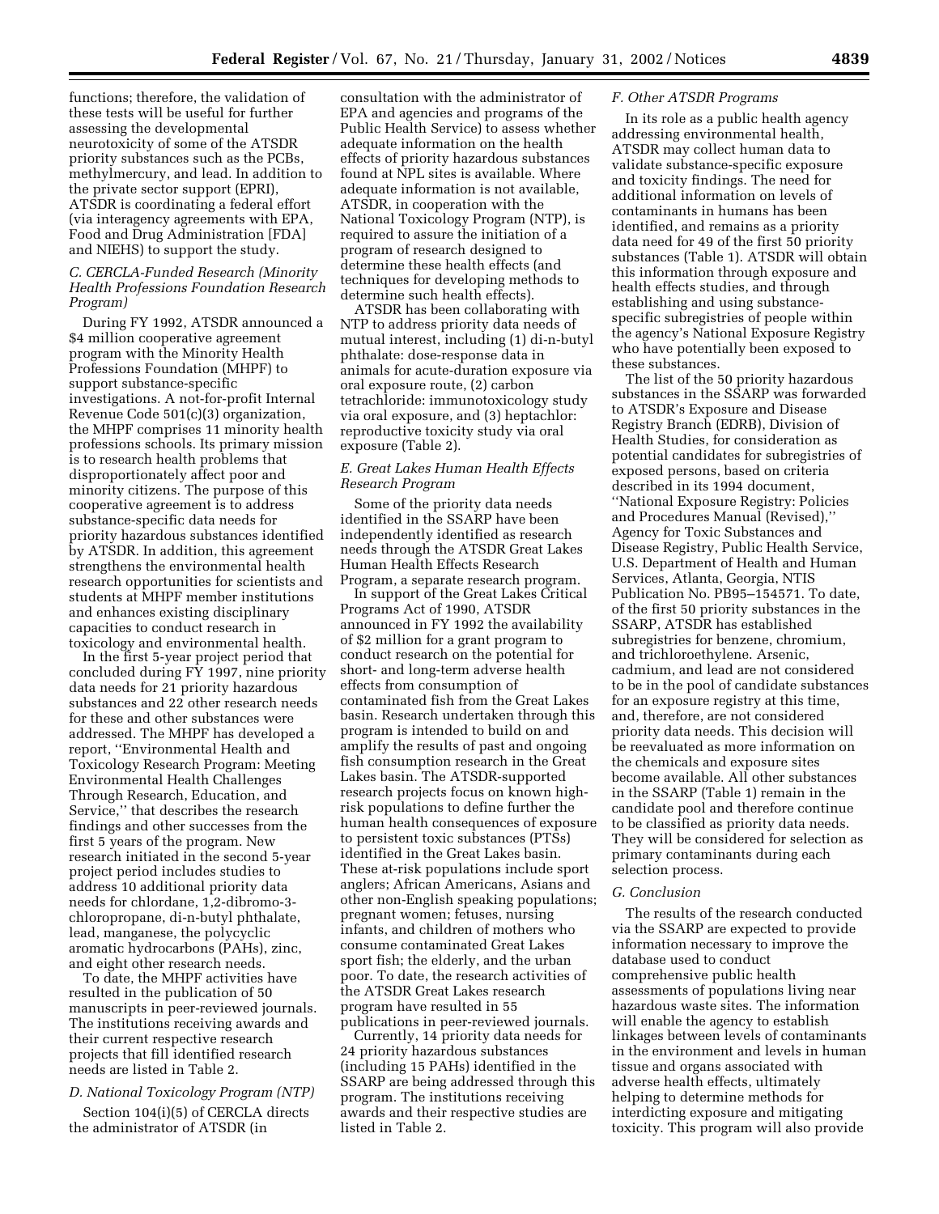functions; therefore, the validation of these tests will be useful for further assessing the developmental neurotoxicity of some of the ATSDR priority substances such as the PCBs, methylmercury, and lead. In addition to the private sector support (EPRI), ATSDR is coordinating a federal effort (via interagency agreements with EPA, Food and Drug Administration [FDA] and NIEHS) to support the study.

### C. CERCLA-Funded Research (Minority Health Professions Foundation Research Program)

During FY 1992, ATSDR announced a $4 million cooperative agreement program with the Minority Health Professions Foundation (MHPF) to support substance-specific investigations. A not-for-profit Internal Revenue Code 501(c)(3) organization, the MHPF comprises 11 minority health professions schools. Its primary mission is to research health problems that disproportionately affect poor and minority citizens. The purpose of this cooperative agreement is to address substance-specific data needs for priority hazardous substances identified by ATSDR. In addition, this agreement strengthens the environmental health research opportunities for scientists and students at MHPF member institutions and enhances existing disciplinary capacities to conduct research in toxicology and environmental health.

In the first 5-year project period that concluded during FY 1997, nine priority data needs for 21 priority hazardous substances and 22 other research needs for these and other substances were addressed. The MHPF has developed a report, ''Environmental Health and Toxicology Research Program: Meeting Environmental Health Challenges Through Research, Education, and Service,'' that describes the research findings and other successes from the first 5 years of the program. New research initiated in the second 5-year project period includes studies to address 10 additional priority data needs for chlordane, 1,2-dibromo-3-chloropropane, di-n-butyl phthalate, lead, manganese, the polycyclic aromatic hydrocarbons (PAHs), zinc, and eight other research needs.

To date, the MHPF activities have resulted in the publication of 50 manuscripts in peer-reviewed journals. The institutions receiving awards and their current respective research projects that fill identified research needs are listed in Table 2.

### D. National Toxicology Program (NTP)

Section 104(i)(5) of CERCLA directs the administrator of ATSDR (in consultation with the administrator of EPA and agencies and programs of the Public Health Service) to assess whether adequate information on the health effects of priority hazardous substances found at NPL sites is available. Where adequate information is not available, ATSDR, in cooperation with the National Toxicology Program (NTP), is required to assure the initiation of a program of research designed to determine these health effects (and techniques for developing methods to determine such health effects).

ATSDR has been collaborating with NTP to address priority data needs of mutual interest, including (1) di-n-butyl phthalate: dose-response data in animals for acute-duration exposure via oral exposure route, (2) carbon tetrachloride: immunotoxicology study via oral exposure, and (3) heptachlor: reproductive toxicity study via oral exposure (Table 2).

### E. Great Lakes Human Health Effects Research Program

Some of the priority data needs identified in the SSARP have been independently identified as research needs through the ATSDR Great Lakes Human Health Effects Research Program, a separate research program.

In support of the Great Lakes Critical Programs Act of 1990, ATSDR announced in FY 1992 the availability of $2 million for a grant program to conduct research on the potential for short- and long-term adverse health effects from consumption of contaminated fish from the Great Lakes basin. Research undertaken through this program is intended to build on and amplify the results of past and ongoing fish consumption research in the Great Lakes basin. The ATSDR-supported research projects focus on known high-risk populations to define further the human health consequences of exposure to persistent toxic substances (PTSs) identified in the Great Lakes basin. These at-risk populations include sport anglers; African Americans, Asians and other non-English speaking populations; pregnant women; fetuses, nursing infants, and children of mothers who consume contaminated Great Lakes sport fish; the elderly, and the urban poor. To date, the research activities of the ATSDR Great Lakes research program have resulted in 55 publications in peer-reviewed journals.

Currently, 14 priority data needs for 24 priority hazardous substances (including 15 PAHs) identified in the SSARP are being addressed through this program. The institutions receiving awards and their respective studies are listed in Table 2.

### F. Other ATSDR Programs

In its role as a public health agency addressing environmental health, ATSDR may collect human data to validate substance-specific exposure and toxicity findings. The need for additional information on levels of contaminants in humans has been identified, and remains as a priority data need for 49 of the first 50 priority substances (Table 1). ATSDR will obtain this information through exposure and health effects studies, and through establishing and using substance-specific subregistries of people within the agency's National Exposure Registry who have potentially been exposed to these substances.

The list of the 50 priority hazardous substances in the SSARP was forwarded to ATSDR's Exposure and Disease Registry Branch (EDRB), Division of Health Studies, for consideration as potential candidates for subregistries of exposed persons, based on criteria described in its 1994 document, ''National Exposure Registry: Policies and Procedures Manual (Revised),'' Agency for Toxic Substances and Disease Registry, Public Health Service, U.S. Department of Health and Human Services, Atlanta, Georgia, NTIS Publication No. PB95–154571. To date, of the first 50 priority substances in the SSARP, ATSDR has established subregistries for benzene, chromium, and trichloroethylene. Arsenic, cadmium, and lead are not considered to be in the pool of candidate substances for an exposure registry at this time, and, therefore, are not considered priority data needs. This decision will be reevaluated as more information on the chemicals and exposure sites become available. All other substances in the SSARP (Table 1) remain in the candidate pool and therefore continue to be classified as priority data needs. They will be considered for selection as primary contaminants during each selection process.

### G. Conclusion

The results of the research conducted via the SSARP are expected to provide information necessary to improve the database used to conduct comprehensive public health assessments of populations living near hazardous waste sites. The information will enable the agency to establish linkages between levels of contaminants in the environment and levels in human tissue and organs associated with adverse health effects, ultimately helping to determine methods for interdicting exposure and mitigating toxicity. This program will also provide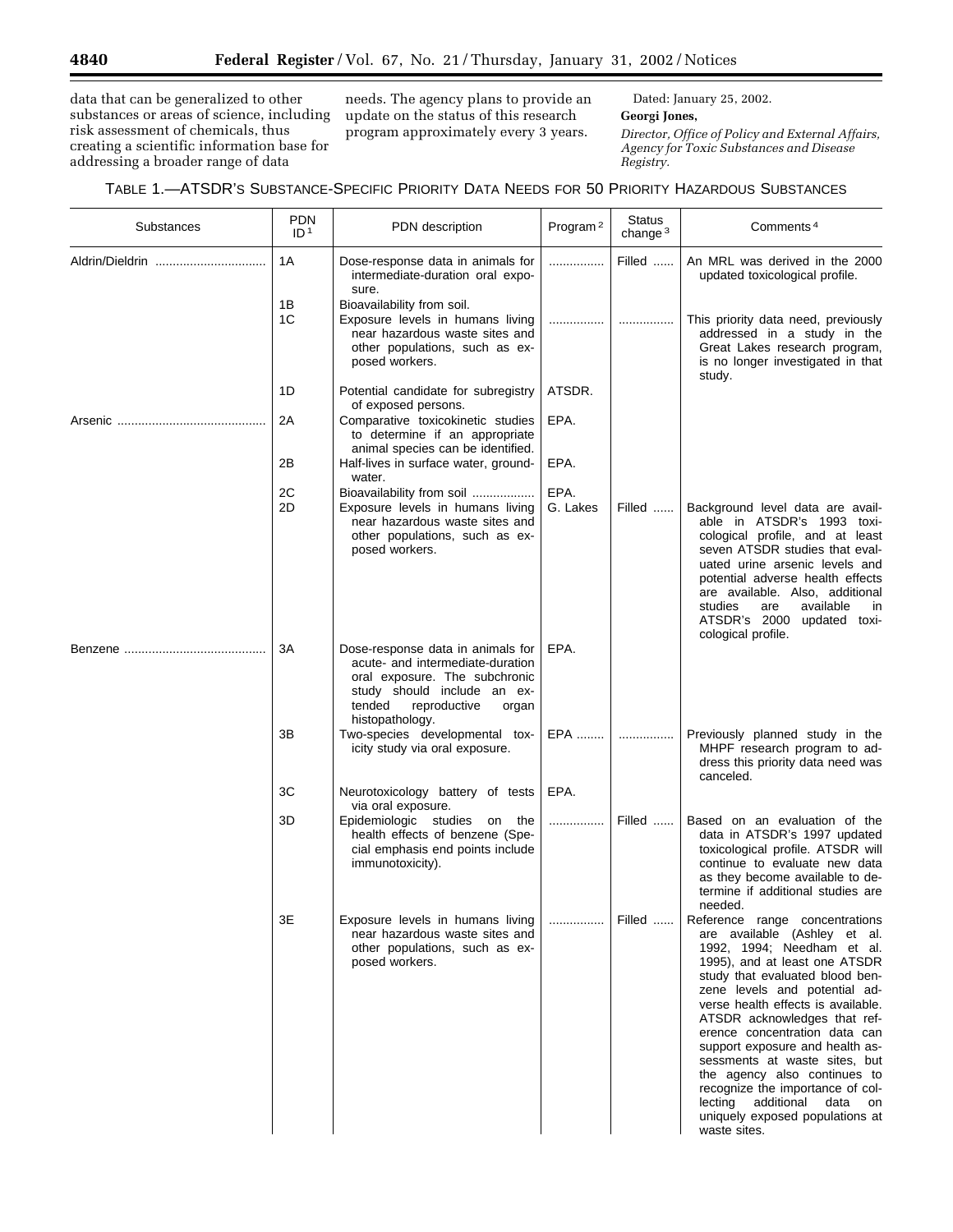data that can be generalized to other substances or areas of science, including risk assessment of chemicals, thus creating a scientific information base for addressing a broader range of data needs. The agency plans to provide an update on the status of this research program approximately every 3 years.

Dated: January 25, 2002.

**Georgi Jones,**

*Director, Office of Policy and External Affairs, Agency for Toxic Substances and Disease Registry.*

TABLE 1.—ATSDR'S SUBSTANCE-SPECIFIC PRIORITY DATA NEEDS FOR 50 PRIORITY HAZARDOUS SUBSTANCES

| Substances | PDN ID[1] | PDN description | Program[2] | Status change[3] | Comments[4] |
|---|---|---|---|---|---|
| Aldrin/Dieldrin | 1A | Dose-response data in animals for intermediate-duration oral exposure. | | Filled | An MRL was derived in the 2000 updated toxicological profile. |
| | 1B | Bioavailability from soil. | | | |
| | 1C | Exposure levels in humans living near hazardous waste sites and other populations, such as exposed workers. | | | This priority data need, previously addressed in a study in the Great Lakes research program, is no longer investigated in that study. |
| | 1D | Potential candidate for subregistry of exposed persons. | ATSDR. | | |
| Arsenic | 2A | Comparative toxicokinetic studies to determine if an appropriate animal species can be identified. | EPA. | | |
| | 2B | Half-lives in surface water, groundwater. | EPA. | | |
| | 2C | Bioavailability from soil | EPA. | | |
| | 2D | Exposure levels in humans living near hazardous waste sites and other populations, such as exposed workers. | G. Lakes | Filled | Background level data are available in ATSDR's 1993 toxicological profile, and at least seven ATSDR studies that evaluated urine arsenic levels and potential adverse health effects are available. Also, additional studies are available in ATSDR's 2000 updated toxicological profile. |
| Benzene | 3A | Dose-response data in animals for acute- and intermediate-duration oral exposure. The subchronic study should include an extended reproductive organ histopathology. | EPA. | | |
| | 3B | Two-species developmental toxicity study via oral exposure. | EPA | | Previously planned study in the MHPF research program to address this priority data need was canceled. |
| | 3C | Neurotoxicology battery of tests via oral exposure. | EPA. | | |
| | 3D | Epidemiologic studies on the health effects of benzene (Special emphasis end points include immunotoxicity). | | Filled | Based on an evaluation of the data in ATSDR's 1997 updated toxicological profile. ATSDR will continue to evaluate new data as they become available to determine if additional studies are needed. |
| | 3E | Exposure levels in humans living near hazardous waste sites and other populations, such as exposed workers. | | Filled | Reference range concentrations are available (Ashley et al. 1992, 1994; Needham et al. 1995), and at least one ATSDR study that evaluated blood benzene levels and potential adverse health effects is available. ATSDR acknowledges that reference concentration data can support exposure and health assessments at waste sites, but the agency also continues to recognize the importance of collecting additional data on uniquely exposed populations at waste sites. |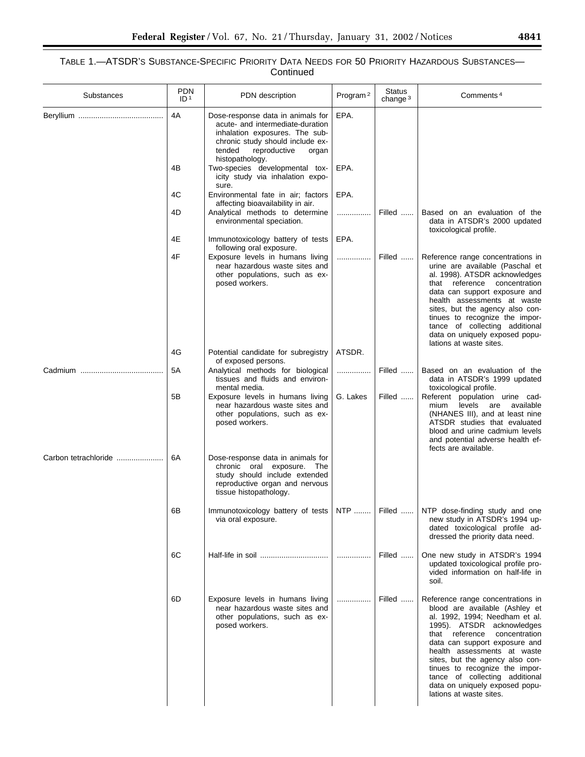TABLE 1.—ATSDR'S SUBSTANCE-SPECIFIC PRIORITY DATA NEEDS FOR 50 PRIORITY HAZARDOUS SUBSTANCES—Continued

| Substances | PDN ID[1] | PDN description | Program[2] | Status change[3] | Comments[4] |
|---|---|---|---|---|---|
| Beryllium | 4A | Dose-response data in animals for acute- and intermediate-duration inhalation exposures. The subchronic study should include extended reproductive organ histopathology. | EPA. | | |
| | 4B | Two-species developmental toxicity study via inhalation exposure. | EPA. | | |
| | 4C | Environmental fate in air; factors affecting bioavailability in air. | EPA. | | |
| | 4D | Analytical methods to determine environmental speciation. | | Filled | Based on an evaluation of the data in ATSDR's 2000 updated toxicological profile. |
| | 4E | Immunotoxicology battery of tests following oral exposure. | EPA. | | |
| | 4F | Exposure levels in humans living near hazardous waste sites and other populations, such as exposed workers. | | Filled | Reference range concentrations in urine are available (Paschal et al. 1998). ATSDR acknowledges that reference concentration data can support exposure and health assessments at waste sites, but the agency also continues to recognize the importance of collecting additional data on uniquely exposed populations at waste sites. |
| | 4G | Potential candidate for subregistry of exposed persons. | ATSDR. | | |
| Cadmium | 5A | Analytical methods for biological tissues and fluids and environmental media. | | Filled | Based on an evaluation of the data in ATSDR's 1999 updated toxicological profile. |
| | 5B | Exposure levels in humans living near hazardous waste sites and other populations, such as exposed workers. | G. Lakes | Filled | Referent population urine cadmium levels are available (NHANES III), and at least nine ATSDR studies that evaluated blood and urine cadmium levels and potential adverse health effects are available. |
| Carbon tetrachloride | 6A | Dose-response data in animals for chronic oral exposure. The study should include extended reproductive organ and nervous tissue histopathology. | | | |
| | 6B | Immunotoxicology battery of tests via oral exposure. | NTP | Filled | NTP dose-finding study and one new study in ATSDR's 1994 updated toxicological profile addressed the priority data need. |
| | 6C | Half-life in soil | | Filled | One new study in ATSDR's 1994 updated toxicological profile provided information on half-life in soil. |
| | 6D | Exposure levels in humans living near hazardous waste sites and other populations, such as exposed workers. | | Filled | Reference range concentrations in blood are available (Ashley et al. 1992, 1994; Needham et al. 1995). ATSDR acknowledges that reference concentration data can support exposure and health assessments at waste sites, but the agency also continues to recognize the importance of collecting additional data on uniquely exposed populations at waste sites. |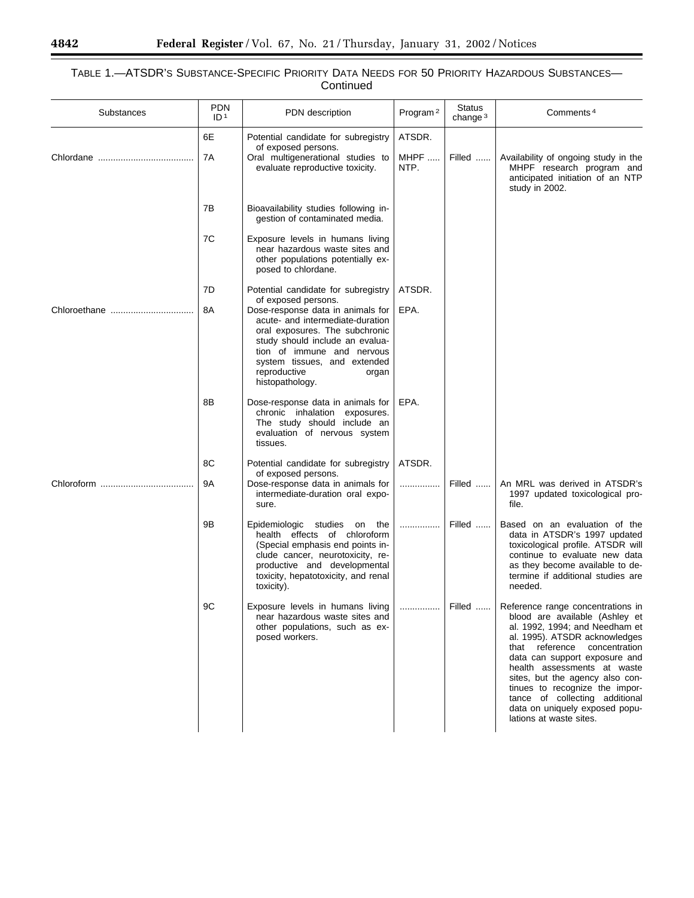TABLE 1.—ATSDR'S SUBSTANCE-SPECIFIC PRIORITY DATA NEEDS FOR 50 PRIORITY HAZARDOUS SUBSTANCES—Continued

| Substances | PDN ID[1] | PDN description | Program[2] | Status change[3] | Comments[4] |
|---|---|---|---|---|---|
| | 6E | Potential candidate for subregistry of exposed persons. | ATSDR. | | |
| Chlordane | 7A | Oral multigenerational studies to evaluate reproductive toxicity. | MHPF NTP. | Filled | Availability of ongoing study in the MHPF research program and anticipated initiation of an NTP study in 2002. |
| | 7B | Bioavailability studies following ingestion of contaminated media. | | | |
| | 7C | Exposure levels in humans living near hazardous waste sites and other populations potentially exposed to chlordane. | | | |
| | 7D | Potential candidate for subregistry of exposed persons. | ATSDR. | | |
| Chloroethane | 8A | Dose-response data in animals for acute- and intermediate-duration oral exposures. The subchronic study should include an evaluation of immune and nervous system tissues, and extended reproductive organ histopathology. | EPA. | | |
| | 8B | Dose-response data in animals for chronic inhalation exposures. The study should include an evaluation of nervous system tissues. | EPA. | | |
| | 8C | Potential candidate for subregistry of exposed persons. | ATSDR. | | |
| Chloroform | 9A | Dose-response data in animals for intermediate-duration oral exposure. | | Filled | An MRL was derived in ATSDR's 1997 updated toxicological profile. |
| | 9B | Epidemiologic studies on the health effects of chloroform (Special emphasis end points include cancer, neurotoxicity, reproductive and developmental toxicity, hepatotoxicity, and renal toxicity). | | Filled | Based on an evaluation of the data in ATSDR's 1997 updated toxicological profile. ATSDR will continue to evaluate new data as they become available to determine if additional studies are needed. |
| | 9C | Exposure levels in humans living near hazardous waste sites and other populations, such as exposed workers. | | Filled | Reference range concentrations in blood are available (Ashley et al. 1992, 1994; and Needham et al. 1995). ATSDR acknowledges that reference concentration data can support exposure and health assessments at waste sites, but the agency also continues to recognize the importance of collecting additional data on uniquely exposed populations at waste sites. |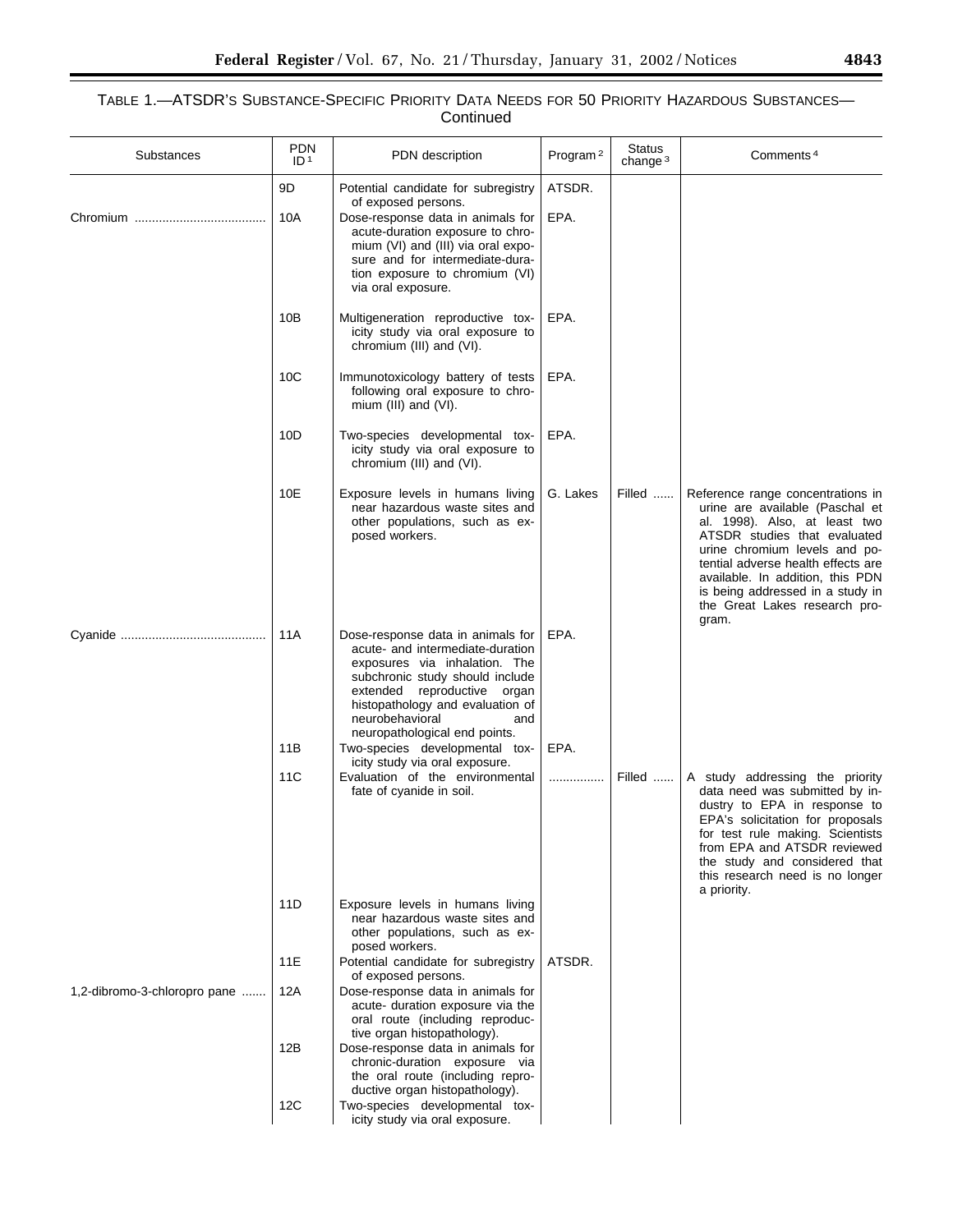TABLE 1.—ATSDR'S SUBSTANCE-SPECIFIC PRIORITY DATA NEEDS FOR 50 PRIORITY HAZARDOUS SUBSTANCES—Continued

| Substances | PDN ID [1] | PDN description | Program [2] | Status change [3] | Comments [4] |
|---|---|---|---|---|---|
| | 9D | Potential candidate for subregistry of exposed persons. | ATSDR. | | |
| Chromium | 10A | Dose-response data in animals for acute-duration exposure to chromium (VI) and (III) via oral exposure and for intermediate-duration exposure to chromium (VI) via oral exposure. | EPA. | | |
| | 10B | Multigeneration reproductive toxicity study via oral exposure to chromium (III) and (VI). | EPA. | | |
| | 10C | Immunotoxicology battery of tests following oral exposure to chromium (III) and (VI). | EPA. | | |
| | 10D | Two-species developmental toxicity study via oral exposure to chromium (III) and (VI). | EPA. | | |
| | 10E | Exposure levels in humans living near hazardous waste sites and other populations, such as exposed workers. | G. Lakes | Filled | Reference range concentrations in urine are available (Paschal et al. 1998). Also, at least two ATSDR studies that evaluated urine chromium levels and potential adverse health effects are available. In addition, this PDN is being addressed in a study in the Great Lakes research program. |
| Cyanide | 11A | Dose-response data in animals for acute- and intermediate-duration exposures via inhalation. The subchronic study should include extended reproductive organ histopathology and evaluation of neurobehavioral and neuropathological end points. | EPA. | | |
| | 11B | Two-species developmental toxicity study via oral exposure. | EPA. | | |
| | 11C | Evaluation of the environmental fate of cyanide in soil. | | Filled | A study addressing the priority data need was submitted by industry to EPA in response to EPA's solicitation for proposals for test rule making. Scientists from EPA and ATSDR reviewed the study and considered that this research need is no longer a priority. |
| | 11D | Exposure levels in humans living near hazardous waste sites and other populations, such as exposed workers. | | | |
| | 11E | Potential candidate for subregistry of exposed persons. | ATSDR. | | |
| 1,2-dibromo-3-chloropro pane | 12A | Dose-response data in animals for acute- duration exposure via the oral route (including reproductive organ histopathology). | | | |
| | 12B | Dose-response data in animals for chronic-duration exposure via the oral route (including reproductive organ histopathology). | | | |
| | 12C | Two-species developmental toxicity study via oral exposure. | | | |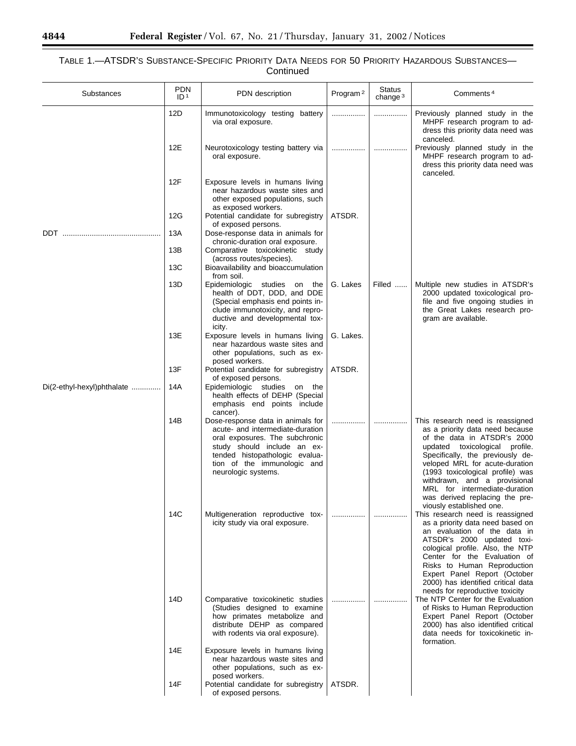TABLE 1.—ATSDR'S SUBSTANCE-SPECIFIC PRIORITY DATA NEEDS FOR 50 PRIORITY HAZARDOUS SUBSTANCES—Continued

| Substances | PDN ID[1] | PDN description | Program[2] | Status change[3] | Comments[4] |
|---|---|---|---|---|---|
| | 12D | Immunotoxicology testing battery via oral exposure. | ............... | ............... | Previously planned study in the MHPF research program to address this priority data need was canceled. |
| | 12E | Neurotoxicology testing battery via oral exposure. | ............... | ............... | Previously planned study in the MHPF research program to address this priority data need was canceled. |
| | 12F | Exposure levels in humans living near hazardous waste sites and other exposed populations, such as exposed workers. | | | |
| | 12G | Potential candidate for subregistry of exposed persons. | ATSDR. | | |
| DDT ............................................ | 13A | Dose-response data in animals for chronic-duration oral exposure. | | | |
| | 13B | Comparative toxicokinetic study (across routes/species). | | | |
| | 13C | Bioavailability and bioaccumulation from soil. | | | |
| | 13D | Epidemiologic studies on the health of DDT, DDD, and DDE (Special emphasis end points include immunotoxicity, and reproductive and developmental toxicity. | G. Lakes | Filled ...... | Multiple new studies in ATSDR's 2000 updated toxicological profile and five ongoing studies in the Great Lakes research program are available. |
| | 13E | Exposure levels in humans living near hazardous waste sites and other populations, such as exposed workers. | G. Lakes. | | |
| | 13F | Potential candidate for subregistry of exposed persons. | ATSDR. | | |
| Di(2-ethyl-hexyl)phthalate ............. | 14A | Epidemiologic studies on the health effects of DEHP (Special emphasis end points include cancer). | | | |
| | 14B | Dose-response data in animals for acute- and intermediate-duration oral exposures. The subchronic study should include an extended histopathologic evaluation of the immunologic and neurologic systems. | ............... | ............... | This research need is reassigned as a priority data need because of the data in ATSDR's 2000 updated toxicological profile. Specifically, the previously developed MRL for acute-duration (1993 toxicological profile) was withdrawn, and a provisional MRL for intermediate-duration was derived replacing the previously established one. |
| | 14C | Multigeneration reproductive toxicity study via oral exposure. | ............... | ............... | This research need is reassigned as a priority data need based on an evaluation of the data in ATSDR's 2000 updated toxicological profile. Also, the NTP Center for the Evaluation of Risks to Human Reproduction Expert Panel Report (October 2000) has identified critical data needs for reproductive toxicity |
| | 14D | Comparative toxicokinetic studies (Studies designed to examine how primates metabolize and distribute DEHP as compared with rodents via oral exposure). | ............... | ............... | The NTP Center for the Evaluation of Risks to Human Reproduction Expert Panel Report (October 2000) has also identified critical data needs for toxicokinetic information. |
| | 14E | Exposure levels in humans living near hazardous waste sites and other populations, such as exposed workers. | | | |
| | 14F | Potential candidate for subregistry of exposed persons. | ATSDR. | | |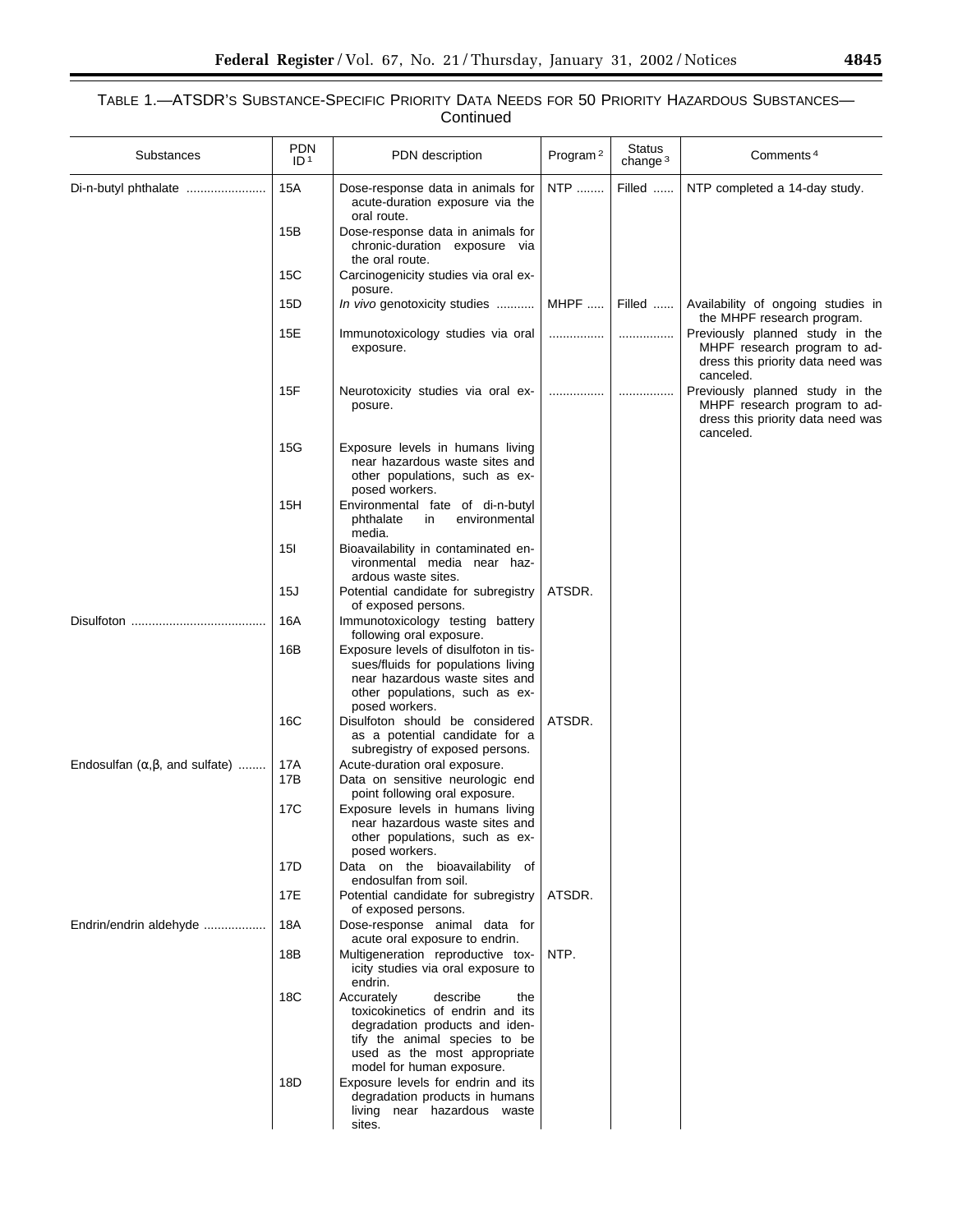TABLE 1.—ATSDR'S SUBSTANCE-SPECIFIC PRIORITY DATA NEEDS FOR 50 PRIORITY HAZARDOUS SUBSTANCES—Continued

| Substances | PDN ID[1] | PDN description | Program[2] | Status change[3] | Comments[4] |
|---|---|---|---|---|---|
| Di-n-butyl phthalate | 15A | Dose-response data in animals for acute-duration exposure via the oral route. | NTP | Filled | NTP completed a 14-day study. |
| | 15B | Dose-response data in animals for chronic-duration exposure via the oral route. | | | |
| | 15C | Carcinogenicity studies via oral exposure. | | | |
| | 15D | *In vivo* genotoxicity studies | MHPF | Filled | Availability of ongoing studies in the MHPF research program. |
| | 15E | Immunotoxicology studies via oral exposure. | | | Previously planned study in the MHPF research program to address this priority data need was canceled. |
| | 15F | Neurotoxicity studies via oral exposure. | | | Previously planned study in the MHPF research program to address this priority data need was canceled. |
| | 15G | Exposure levels in humans living near hazardous waste sites and other populations, such as exposed workers. | | | |
| | 15H | Environmental fate of di-n-butyl phthalate in environmental media. | | | |
| | 15I | Bioavailability in contaminated environmental media near hazardous waste sites. | | | |
| | 15J | Potential candidate for subregistry of exposed persons. | ATSDR. | | |
| Disulfoton | 16A | Immunotoxicology testing battery following oral exposure. | | | |
| | 16B | Exposure levels of disulfoton in tissues/fluids for populations living near hazardous waste sites and other populations, such as exposed workers. | | | |
| | 16C | Disulfoton should be considered as a potential candidate for a subregistry of exposed persons. | ATSDR. | | |
| Endosulfan (α,β, and sulfate) | 17A | Acute-duration oral exposure. | | | |
| | 17B | Data on sensitive neurologic end point following oral exposure. | | | |
| | 17C | Exposure levels in humans living near hazardous waste sites and other populations, such as exposed workers. | | | |
| | 17D | Data on the bioavailability of endosulfan from soil. | | | |
| | 17E | Potential candidate for subregistry of exposed persons. | ATSDR. | | |
| Endrin/endrin aldehyde | 18A | Dose-response animal data for acute oral exposure to endrin. | | | |
| | 18B | Multigeneration reproductive toxicity studies via oral exposure to endrin. | NTP. | | |
| | 18C | Accurately describe the toxicokinetics of endrin and its degradation products and identify the animal species to be used as the most appropriate model for human exposure. | | | |
| | 18D | Exposure levels for endrin and its degradation products in humans living near hazardous waste sites. | | | |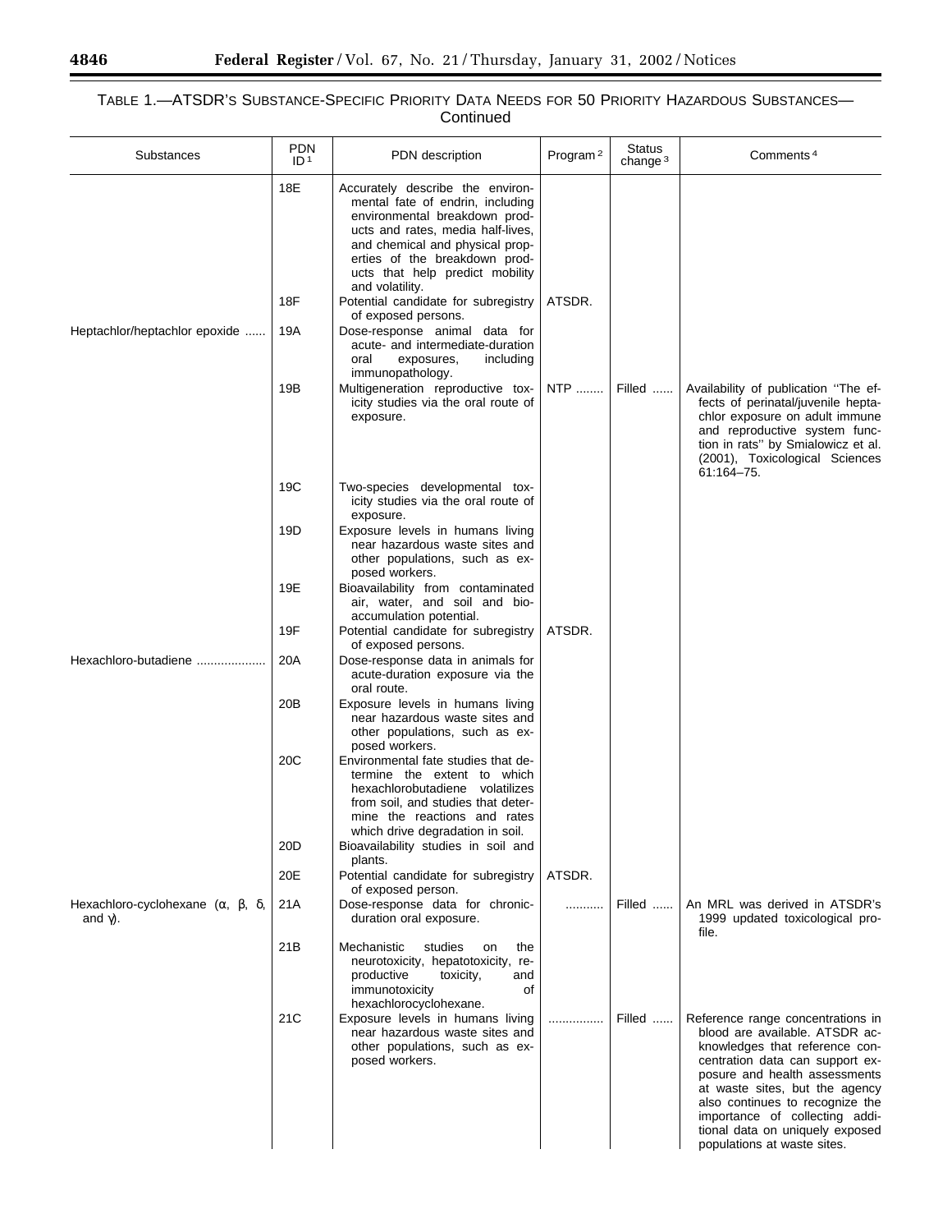TABLE 1.—ATSDR'S SUBSTANCE-SPECIFIC PRIORITY DATA NEEDS FOR 50 PRIORITY HAZARDOUS SUBSTANCES—Continued

| Substances | PDN ID[1] | PDN description | Program[2] | Status change[3] | Comments[4] |
|---|---|---|---|---|---|
| | 18E | Accurately describe the environmental fate of endrin, including environmental breakdown products and rates, media half-lives, and chemical and physical properties of the breakdown products that help predict mobility and volatility. | | | |
| | 18F | Potential candidate for subregistry of exposed persons. | ATSDR. | | |
| Heptachlor/heptachlor epoxide | 19A | Dose-response animal data for acute- and intermediate-duration oral exposures, including immunopathology. | | | |
| | 19B | Multigeneration reproductive toxicity studies via the oral route of exposure. | NTP | Filled | Availability of publication ''The effects of perinatal/juvenile heptachlor exposure on adult immune and reproductive system function in rats'' by Smialowicz et al. (2001), Toxicological Sciences 61:164–75. |
| | 19C | Two-species developmental toxicity studies via the oral route of exposure. | | | |
| | 19D | Exposure levels in humans living near hazardous waste sites and other populations, such as exposed workers. | | | |
| | 19E | Bioavailability from contaminated air, water, and soil and bioaccumulation potential. | | | |
| | 19F | Potential candidate for subregistry of exposed persons. | ATSDR. | | |
| Hexachloro-butadiene | 20A | Dose-response data in animals for acute-duration exposure via the oral route. | | | |
| | 20B | Exposure levels in humans living near hazardous waste sites and other populations, such as exposed workers. | | | |
| | 20C | Environmental fate studies that determine the extent to which hexachlorobutadiene volatilizes from soil, and studies that determine the reactions and rates which drive degradation in soil. | | | |
| | 20D | Bioavailability studies in soil and plants. | | | |
| | 20E | Potential candidate for subregistry of exposed person. | ATSDR. | | |
| Hexachloro-cyclohexane (α, β, δ, and γ). | 21A | Dose-response data for chronic-duration oral exposure. | | Filled | An MRL was derived in ATSDR's 1999 updated toxicological profile. |
| | 21B | Mechanistic studies on the neurotoxicity, hepatotoxicity, reproductive toxicity, and immunotoxicity of hexachlorocyclohexane. | | | |
| | 21C | Exposure levels in humans living near hazardous waste sites and other populations, such as exposed workers. | | Filled | Reference range concentrations in blood are available. ATSDR acknowledges that reference concentration data can support exposure and health assessments at waste sites, but the agency also continues to recognize the importance of collecting additional data on uniquely exposed populations at waste sites. |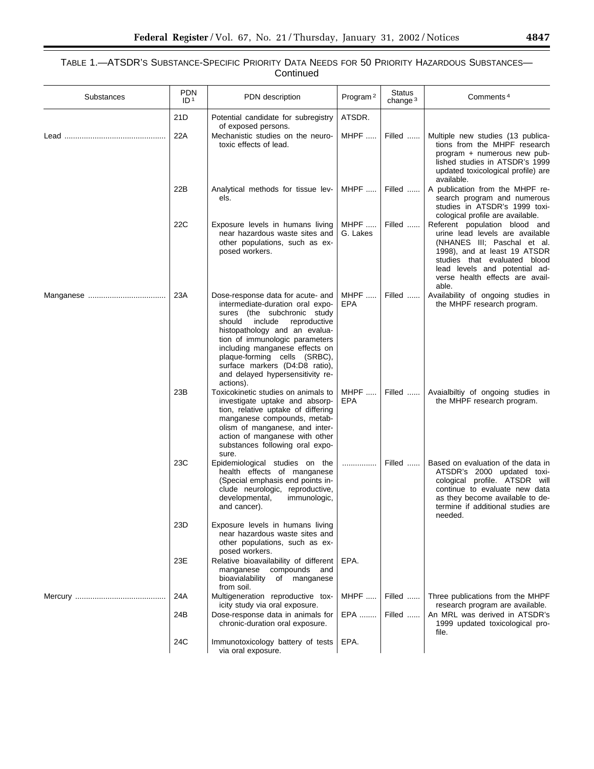TABLE 1.—ATSDR'S SUBSTANCE-SPECIFIC PRIORITY DATA NEEDS FOR 50 PRIORITY HAZARDOUS SUBSTANCES—Continued

| Substances | PDN ID [1] | PDN description | Program [2] | Status change [3] | Comments [4] |
|---|---|---|---|---|---|
| | 21D | Potential candidate for subregistry of exposed persons. | ATSDR. | | |
| Lead | 22A | Mechanistic studies on the neurotoxic effects of lead. | MHPF | Filled | Multiple new studies (13 publications from the MHPF research program + numerous new published studies in ATSDR's 1999 updated toxicological profile) are available. |
| | 22B | Analytical methods for tissue levels. | MHPF | Filled | A publication from the MHPF research program and numerous studies in ATSDR's 1999 toxicological profile are available. |
| | 22C | Exposure levels in humans living near hazardous waste sites and other populations, such as exposed workers. | MHPF G. Lakes | Filled | Referent population blood and urine lead levels are available (NHANES III; Paschal et al. 1998), and at least 19 ATSDR studies that evaluated blood lead levels and potential adverse health effects are available. |
| Manganese | 23A | Dose-response data for acute- and intermediate-duration oral exposures (the subchronic study should include reproductive histopathology and an evaluation of immunologic parameters including manganese effects on plaque-forming cells (SRBC), surface markers (D4:D8 ratio), and delayed hypersensitivity reactions). | MHPF EPA | Filled | Availability of ongoing studies in the MHPF research program. |
| | 23B | Toxicokinetic studies on animals to investigate uptake and absorption, relative uptake of differing manganese compounds, metabolism of manganese, and interaction of manganese with other substances following oral exposure. | MHPF EPA | Filled | Avaialbiltiy of ongoing studies in the MHPF research program. |
| | 23C | Epidemiological studies on the health effects of manganese (Special emphasis end points include neurologic, reproductive, developmental, immunologic, and cancer). | | Filled | Based on evaluation of the data in ATSDR's 2000 updated toxicological profile. ATSDR will continue to evaluate new data as they become available to determine if additional studies are needed. |
| | 23D | Exposure levels in humans living near hazardous waste sites and other populations, such as exposed workers. | | | |
| | 23E | Relative bioavailability of different manganese compounds and bioavialability of manganese from soil. | EPA. | | |
| Mercury | 24A | Multigeneration reproductive toxicity study via oral exposure. | MHPF | Filled | Three publications from the MHPF research program are available. |
| | 24B | Dose-response data in animals for chronic-duration oral exposure. | EPA | Filled | An MRL was derived in ATSDR's 1999 updated toxicological profile. |
| | 24C | Immunotoxicology battery of tests via oral exposure. | EPA. | | |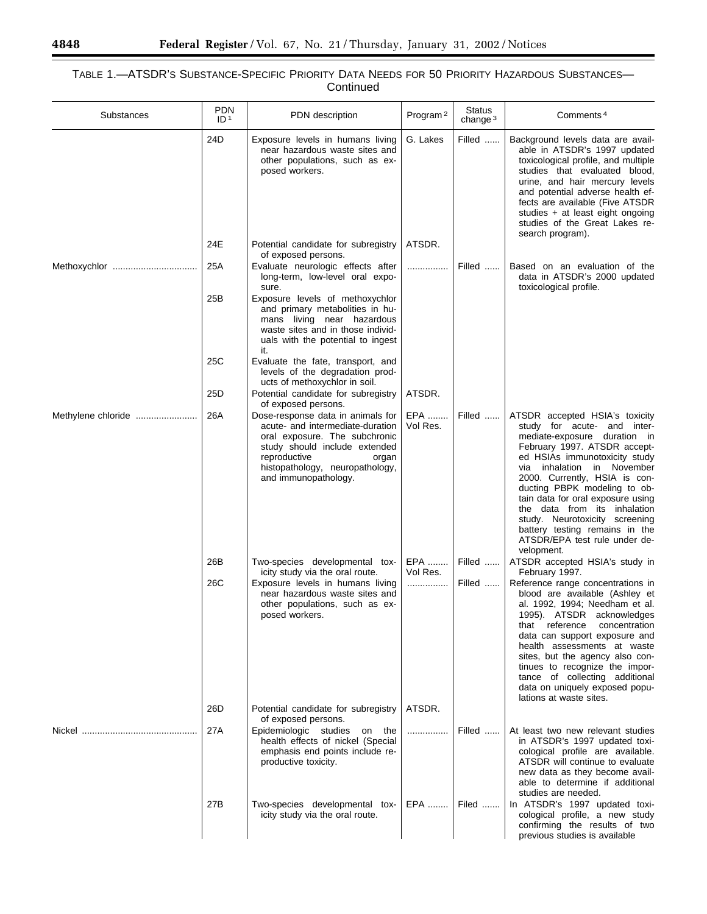TABLE 1.—ATSDR'S SUBSTANCE-SPECIFIC PRIORITY DATA NEEDS FOR 50 PRIORITY HAZARDOUS SUBSTANCES—Continued

| Substances | PDN ID [1] | PDN description | Program [2] | Status change [3] | Comments [4] |
|---|---|---|---|---|---|
| | 24D | Exposure levels in humans living near hazardous waste sites and other populations, such as exposed workers. | G. Lakes | Filled ...... | Background levels data are available in ATSDR's 1997 updated toxicological profile, and multiple studies that evaluated blood, urine, and hair mercury levels and potential adverse health effects are available (Five ATSDR studies + at least eight ongoing studies of the Great Lakes research program). |
| | 24E | Potential candidate for subregistry of exposed persons. | ATSDR. | | |
| Methoxychlor ................................ | 25A | Evaluate neurologic effects after long-term, low-level oral exposure. | ............... | Filled ...... | Based on an evaluation of the data in ATSDR's 2000 updated toxicological profile. |
| | 25B | Exposure levels of methoxychlor and primary metabolites in humans living near hazardous waste sites and in those individuals with the potential to ingest it. | | | |
| | 25C | Evaluate the fate, transport, and levels of the degradation products of methoxychlor in soil. | | | |
| | 25D | Potential candidate for subregistry of exposed persons. | ATSDR. | | |
| Methylene chloride ........................ | 26A | Dose-response data in animals for acute- and intermediate-duration oral exposure. The subchronic study should include extended reproductive organ histopathology, neuropathology, and immunopathology. | EPA ........ Vol Res. | Filled ...... | ATSDR accepted HSIA's toxicity study for acute- and intermediate-exposure duration in February 1997. ATSDR accepted HSIAs immunotoxicity study via inhalation in November 2000. Currently, HSIA is conducting PBPK modeling to obtain data for oral exposure using the data from its inhalation study. Neurotoxicity screening battery testing remains in the ATSDR/EPA test rule under development. |
| | 26B | Two-species developmental toxicity study via the oral route. | EPA ........ Vol Res. | Filled ...... | ATSDR accepted HSIA's study in February 1997. |
| | 26C | Exposure levels in humans living near hazardous waste sites and other populations, such as exposed workers. | ............... | Filled ...... | Reference range concentrations in blood are available (Ashley et al. 1992, 1994; Needham et al. 1995). ATSDR acknowledges that reference concentration data can support exposure and health assessments at waste sites, but the agency also continues to recognize the importance of collecting additional data on uniquely exposed populations at waste sites. |
| | 26D | Potential candidate for subregistry of exposed persons. | ATSDR. | | |
| Nickel ............................................ | 27A | Epidemiologic studies on the health effects of nickel (Special emphasis end points include reproductive toxicity. | ............... | Filled ...... | At least two new relevant studies in ATSDR's 1997 updated toxicological profile are available. ATSDR will continue to evaluate new data as they become available to determine if additional studies are needed. |
| | 27B | Two-species developmental toxicity study via the oral route. | EPA ........ | Filed ....... | In ATSDR's 1997 updated toxicological profile, a new study confirming the results of two previous studies is available |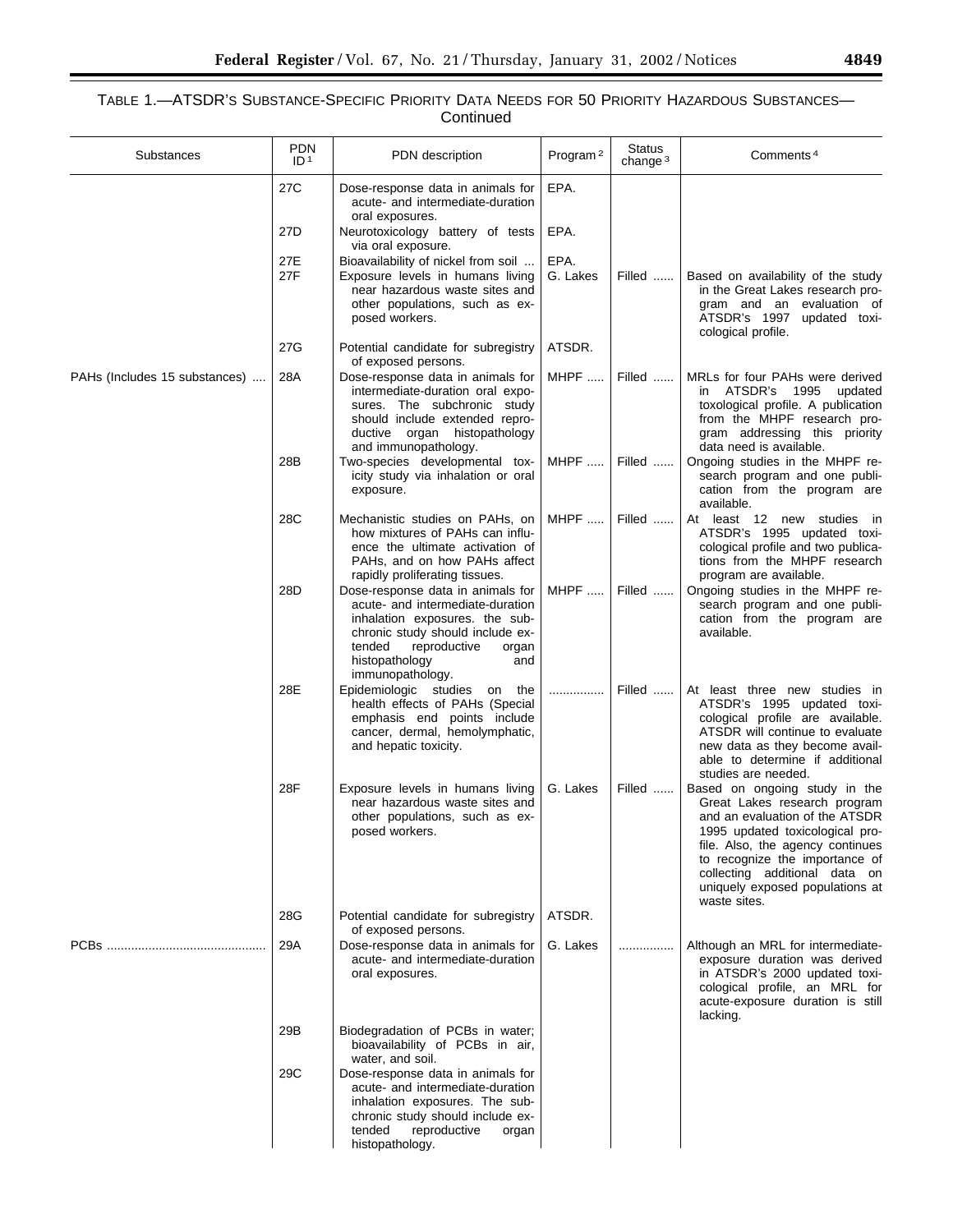TABLE 1.—ATSDR'S SUBSTANCE-SPECIFIC PRIORITY DATA NEEDS FOR 50 PRIORITY HAZARDOUS SUBSTANCES—Continued

| Substances | PDN ID[1] | PDN description | Program[2] | Status change[3] | Comments[4] |
| --- | --- | --- | --- | --- | --- |
| | 27C | Dose-response data in animals for acute- and intermediate-duration oral exposures. | EPA. | | |
| | 27D | Neurotoxicology battery of tests via oral exposure. | EPA. | | |
| | 27E | Bioavailability of nickel from soil ... | EPA. | | |
| | 27F | Exposure levels in humans living near hazardous waste sites and other populations, such as exposed workers. | G. Lakes | Filled ...... | Based on availability of the study in the Great Lakes research program and an evaluation of ATSDR's 1997 updated toxicological profile. |
| | 27G | Potential candidate for subregistry of exposed persons. | ATSDR. | | |
| PAHs (Includes 15 substances) .... | 28A | Dose-response data in animals for intermediate-duration oral exposures. The subchronic study should include extended reproductive organ histopathology and immunopathology. | MHPF ..... | Filled ...... | MRLs for four PAHs were derived in ATSDR's 1995 updated toxological profile. A publication from the MHPF research program addressing this priority data need is available. |
| | 28B | Two-species developmental toxicity study via inhalation or oral exposure. | MHPF ..... | Filled ...... | Ongoing studies in the MHPF research program and one publication from the program are available. |
| | 28C | Mechanistic studies on PAHs, on how mixtures of PAHs can influence the ultimate activation of PAHs, and on how PAHs affect rapidly proliferating tissues. | MHPF ..... | Filled ...... | At least 12 new studies in ATSDR's 1995 updated toxicological profile and two publications from the MHPF research program are available. |
| | 28D | Dose-response data in animals for acute- and intermediate-duration inhalation exposures. the subchronic study should include extended reproductive organ histopathology and immunopathology. | MHPF ..... | Filled ...... | Ongoing studies in the MHPF research program and one publication from the program are available. |
| | 28E | Epidemiologic studies on the health effects of PAHs (Special emphasis end points include cancer, dermal, hemolymphatic, and hepatic toxicity. | ............... | Filled ...... | At least three new studies in ATSDR's 1995 updated toxicological profile are available. ATSDR will continue to evaluate new data as they become available to determine if additional studies are needed. |
| | 28F | Exposure levels in humans living near hazardous waste sites and other populations, such as exposed workers. | G. Lakes | Filled ...... | Based on ongoing study in the Great Lakes research program and an evaluation of the ATSDR 1995 updated toxicological profile. Also, the agency continues to recognize the importance of collecting additional data on uniquely exposed populations at waste sites. |
| | 28G | Potential candidate for subregistry of exposed persons. | ATSDR. | | |
| PCBs ............................................ | 29A | Dose-response data in animals for acute- and intermediate-duration oral exposures. | G. Lakes | ............... | Although an MRL for intermediate-exposure duration was derived in ATSDR's 2000 updated toxicological profile, an MRL for acute-exposure duration is still lacking. |
| | 29B | Biodegradation of PCBs in water; bioavailability of PCBs in air, water, and soil. | | | |
| | 29C | Dose-response data in animals for acute- and intermediate-duration inhalation exposures. The subchronic study should include extended reproductive organ histopathology. | | | |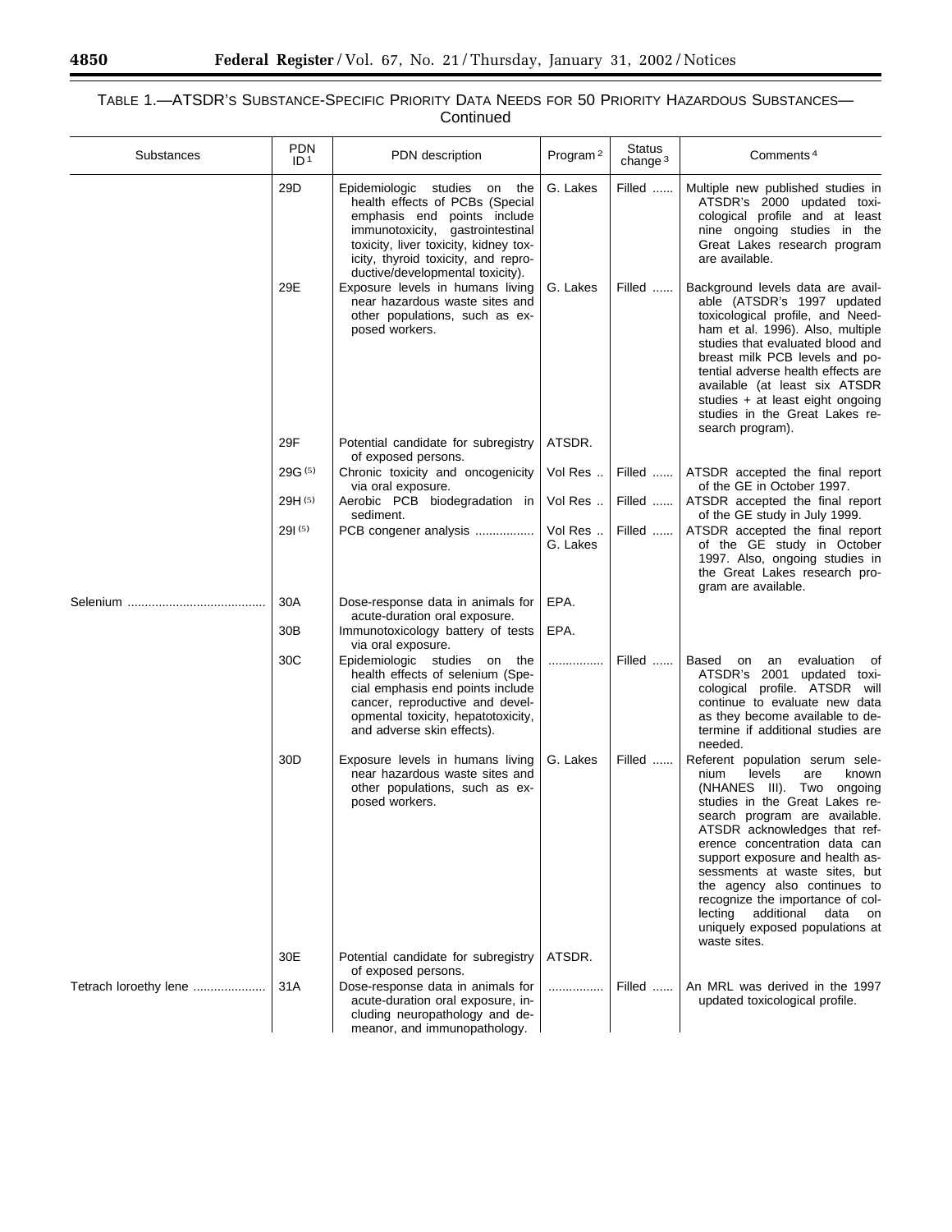TABLE 1.—ATSDR'S SUBSTANCE-SPECIFIC PRIORITY DATA NEEDS FOR 50 PRIORITY HAZARDOUS SUBSTANCES—Continued

| Substances | PDN ID[1] | PDN description | Program[2] | Status change[3] | Comments[4] |
|---|---|---|---|---|---|
| | 29D | Epidemiologic studies on the health effects of PCBs (Special emphasis end points include immunotoxicity, gastrointestinal toxicity, liver toxicity, kidney toxicity, thyroid toxicity, and reproductive/developmental toxicity). | G. Lakes | Filled ...... | Multiple new published studies in ATSDR's 2000 updated toxicological profile and at least nine ongoing studies in the Great Lakes research program are available. |
| | 29E | Exposure levels in humans living near hazardous waste sites and other populations, such as exposed workers. | G. Lakes | Filled ...... | Background levels data are available (ATSDR's 1997 updated toxicological profile, and Needham et al. 1996). Also, multiple studies that evaluated blood and breast milk PCB levels and potential adverse health effects are available (at least six ATSDR studies + at least eight ongoing studies in the Great Lakes research program). |
| | 29F | Potential candidate for subregistry of exposed persons. | ATSDR. | | |
| | 29G (5) | Chronic toxicity and oncogenicity via oral exposure. | Vol Res .. | Filled ...... | ATSDR accepted the final report of the GE in October 1997. |
| | 29H (5) | Aerobic PCB biodegradation in sediment. | Vol Res .. | Filled ...... | ATSDR accepted the final report of the GE study in July 1999. |
| | 29I (5) | PCB congener analysis ................ | Vol Res .. G. Lakes | Filled ...... | ATSDR accepted the final report of the GE study in October 1997. Also, ongoing studies in the Great Lakes research program are available. |
| Selenium ........................................ | 30A | Dose-response data in animals for acute-duration oral exposure. | EPA. | | |
| | 30B | Immunotoxicology battery of tests via oral exposure. | EPA. | | |
| | 30C | Epidemiologic studies on the health effects of selenium (Special emphasis end points include cancer, reproductive and developmental toxicity, hepatotoxicity, and adverse skin effects). | ............... | Filled ...... | Based on an evaluation of ATSDR's 2001 updated toxicological profile. ATSDR will continue to evaluate new data as they become available to determine if additional studies are needed. |
| | 30D | Exposure levels in humans living near hazardous waste sites and other populations, such as exposed workers. | G. Lakes | Filled ...... | Referent population serum selenium levels are known (NHANES III). Two ongoing studies in the Great Lakes research program are available. ATSDR acknowledges that reference concentration data can support exposure and health assessments at waste sites, but the agency also continues to recognize the importance of collecting additional data on uniquely exposed populations at waste sites. |
| | 30E | Potential candidate for subregistry of exposed persons. | ATSDR. | | |
| Tetrach loroethy lene ..................... | 31A | Dose-response data in animals for acute-duration oral exposure, including neuropathology and demeanor, and immunopathology. | ............... | Filled ...... | An MRL was derived in the 1997 updated toxicological profile. |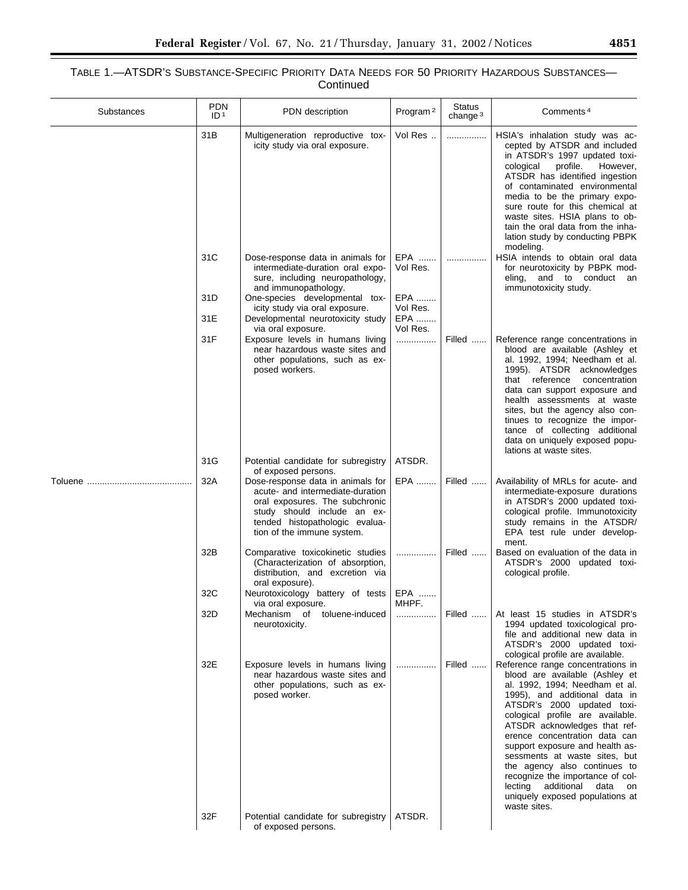TABLE 1.—ATSDR'S SUBSTANCE-SPECIFIC PRIORITY DATA NEEDS FOR 50 PRIORITY HAZARDOUS SUBSTANCES—Continued

| Substances | PDN ID[1] | PDN description | Program[2] | Status change[3] | Comments[4] |
|---|---|---|---|---|---|
| | 31B | Multigeneration reproductive toxicity study via oral exposure. | Vol Res .. | ................ | HSIA's inhalation study was accepted by ATSDR and included in ATSDR's 1997 updated toxicological profile. However, ATSDR has identified ingestion of contaminated environmental media to be the primary exposure route for this chemical at waste sites. HSIA plans to obtain the oral data from the inhalation study by conducting PBPK modeling. |
| | 31C | Dose-response data in animals for intermediate-duration oral exposure, including neuropathology, and immunopathology. | EPA ....... Vol Res. | ................ | HSIA intends to obtain oral data for neurotoxicity by PBPK modeling, and to conduct an immunotoxicity study. |
| | 31D | One-species developmental toxicity study via oral exposure. | EPA ........ Vol Res. | | |
| | 31E | Developmental neurotoxicity study via oral exposure. | EPA ........ Vol Res. | | |
| | 31F | Exposure levels in humans living near hazardous waste sites and other populations, such as exposed workers. | ................ | Filled ...... | Reference range concentrations in blood are available (Ashley et al. 1992, 1994; Needham et al. 1995). ATSDR acknowledges that reference concentration data can support exposure and health assessments at waste sites, but the agency also continues to recognize the importance of collecting additional data on uniquely exposed populations at waste sites. |
| | 31G | Potential candidate for subregistry of exposed persons. | ATSDR. | | |
| Toluene ......................................... | 32A | Dose-response data in animals for acute- and intermediate-duration oral exposures. The subchronic study should include an extended histopathologic evaluation of the immune system. | EPA ........ | Filled ...... | Availability of MRLs for acute- and intermediate-exposure durations in ATSDR's 2000 updated toxicological profile. Immunotoxicity study remains in the ATSDR/EPA test rule under development. |
| | 32B | Comparative toxicokinetic studies (Characterization of absorption, distribution, and excretion via oral exposure). | ................ | Filled ...... | Based on evaluation of the data in ATSDR's 2000 updated toxicological profile. |
| | 32C | Neurotoxicology battery of tests via oral exposure. | EPA ....... MHPF. | | |
| | 32D | Mechanism of toluene-induced neurotoxicity. | ................ | Filled ...... | At least 15 studies in ATSDR's 1994 updated toxicological profile and additional new data in ATSDR's 2000 updated toxicological profile are available. |
| | 32E | Exposure levels in humans living near hazardous waste sites and other populations, such as exposed worker. | ................ | Filled ...... | Reference range concentrations in blood are available (Ashley et al. 1992, 1994; Needham et al. 1995), and additional data in ATSDR's 2000 updated toxicological profile are available. ATSDR acknowledges that reference concentration data can support exposure and health assessments at waste sites, but the agency also continues to recognize the importance of collecting additional data on uniquely exposed populations at waste sites. |
| | 32F | Potential candidate for subregistry of exposed persons. | ATSDR. | | |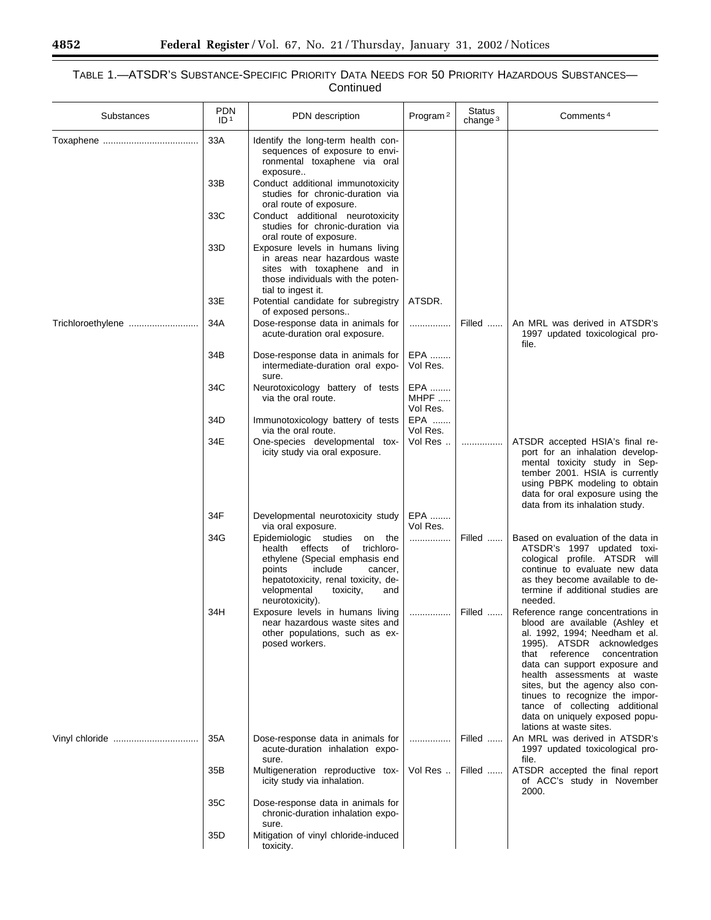## TABLE 1.—ATSDR'S SUBSTANCE-SPECIFIC PRIORITY DATA NEEDS FOR 50 PRIORITY HAZARDOUS SUBSTANCES—Continued

| Substances | PDN ID [1] | PDN description | Program [2] | Status change [3] | Comments [4] |
|---|---|---|---|---|---|
| Toxaphene | 33A | Identify the long-term health consequences of exposure to environmental toxaphene via oral exposure.. | | | |
| | 33B | Conduct additional immunotoxicity studies for chronic-duration via oral route of exposure. | | | |
| | 33C | Conduct additional neurotoxicity studies for chronic-duration via oral route of exposure. | | | |
| | 33D | Exposure levels in humans living in areas near hazardous waste sites with toxaphene and in those individuals with the potential to ingest it. | | | |
| | 33E | Potential candidate for subregistry of exposed persons.. | ATSDR. | | |
| Trichloroethylene | 34A | Dose-response data in animals for acute-duration oral exposure. | ............... | Filled ...... | An MRL was derived in ATSDR's 1997 updated toxicological profile. |
| | 34B | Dose-response data in animals for intermediate-duration oral exposure. | EPA ........ Vol Res. | | |
| | 34C | Neurotoxicology battery of tests via the oral route. | EPA ........ MHPF ..... Vol Res. | | |
| | 34D | Immunotoxicology battery of tests via the oral route. | EPA ....... Vol Res. | | |
| | 34E | One-species developmental toxicity study via oral exposure. | Vol Res .. | ............... | ATSDR accepted HSIA's final report for an inhalation developmental toxicity study in September 2001. HSIA is currently using PBPK modeling to obtain data for oral exposure using the data from its inhalation study. |
| | 34F | Developmental neurotoxicity study via oral exposure. | EPA ........ Vol Res. | | |
| | 34G | Epidemiologic studies on the health effects of trichloroethylene (Special emphasis end points include cancer, hepatotoxicity, renal toxicity, developmental toxicity, and neurotoxicity). | ............... | Filled ...... | Based on evaluation of the data in ATSDR's 1997 updated toxicological profile. ATSDR will continue to evaluate new data as they become available to determine if additional studies are needed. |
| | 34H | Exposure levels in humans living near hazardous waste sites and other populations, such as exposed workers. | ............... | Filled ...... | Reference range concentrations in blood are available (Ashley et al. 1992, 1994; Needham et al. 1995). ATSDR acknowledges that reference concentration data can support exposure and health assessments at waste sites, but the agency also continues to recognize the importance of collecting additional data on uniquely exposed populations at waste sites. |
| Vinyl chloride | 35A | Dose-response data in animals for acute-duration inhalation exposure. | ............... | Filled ...... | An MRL was derived in ATSDR's 1997 updated toxicological profile. |
| | 35B | Multigeneration reproductive toxicity study via inhalation. | Vol Res .. | Filled ...... | ATSDR accepted the final report of ACC's study in November 2000. |
| | 35C | Dose-response data in animals for chronic-duration inhalation exposure. | | | |
| | 35D | Mitigation of vinyl chloride-induced toxicity. | | | |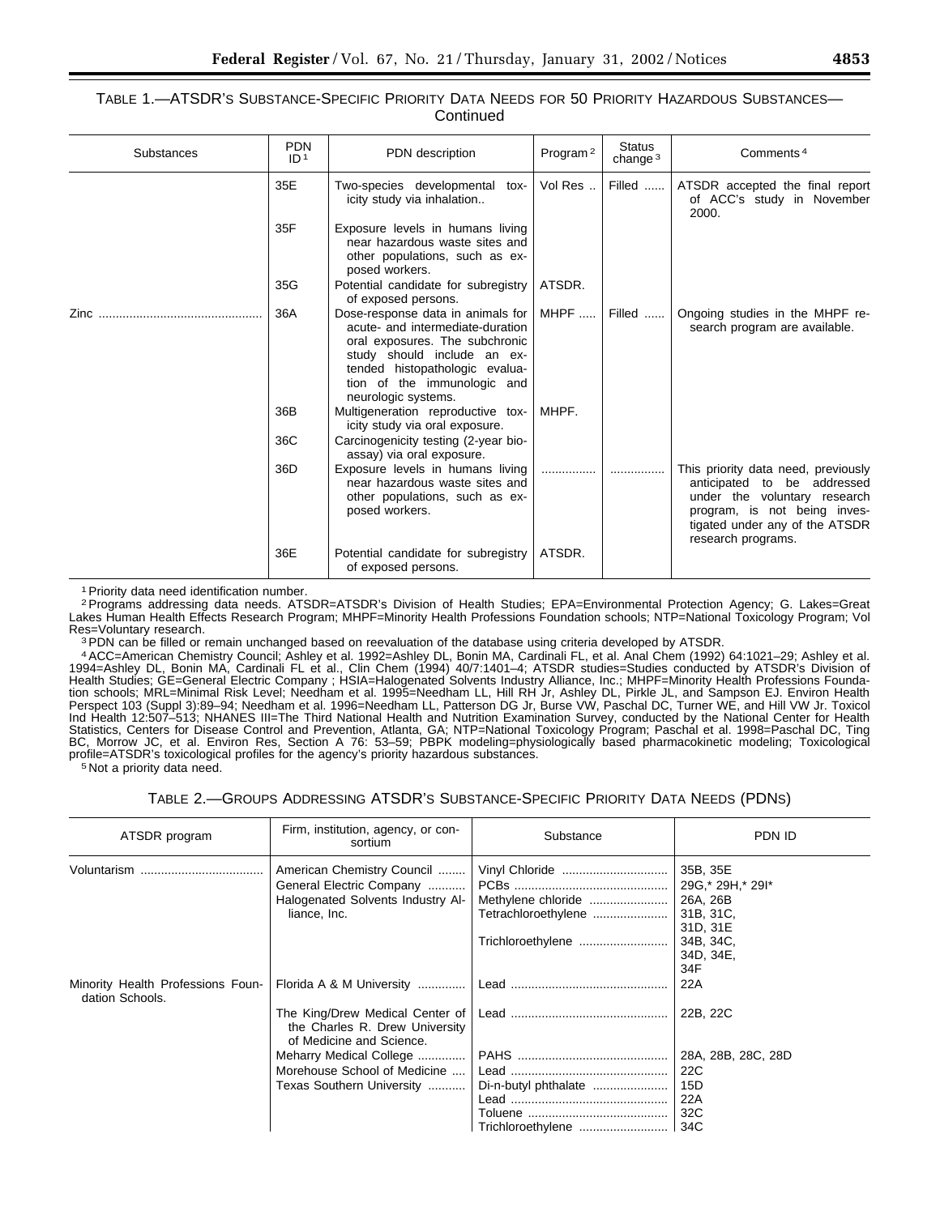TABLE 1.—ATSDR'S SUBSTANCE-SPECIFIC PRIORITY DATA NEEDS FOR 50 PRIORITY HAZARDOUS SUBSTANCES—Continued

| Substances | PDN ID[1] | PDN description | Program[2] | Status change[3] | Comments[4] |
|---|---|---|---|---|---|
| | 35E | Two-species developmental toxicity study via inhalation.. | Vol Res .. | Filled ...... | ATSDR accepted the final report of ACC's study in November 2000. |
| | 35F | Exposure levels in humans living near hazardous waste sites and other populations, such as exposed workers. | | | |
| | 35G | Potential candidate for subregistry of exposed persons. | ATSDR. | | |
| Zinc ............................................... | 36A | Dose-response data in animals for acute- and intermediate-duration oral exposures. The subchronic study should include an extended histopathologic evaluation of the immunologic and neurologic systems. | MHPF ..... | Filled ...... | Ongoing studies in the MHPF research program are available. |
| | 36B | Multigeneration reproductive toxicity study via oral exposure. | MHPF. | | |
| | 36C | Carcinogenicity testing (2-year bioassay) via oral exposure. | | | |
| | 36D | Exposure levels in humans living near hazardous waste sites and other populations, such as exposed workers. | ............... | ............... | This priority data need, previously anticipated to be addressed under the voluntary research program, is not being investigated under any of the ATSDR research programs. |
| | 36E | Potential candidate for subregistry of exposed persons. | ATSDR. | | |

[1] Priority data need identification number.

[2] Programs addressing data needs. ATSDR=ATSDR's Division of Health Studies; EPA=Environmental Protection Agency; G. Lakes=Great Lakes Human Health Effects Research Program; MHPF=Minority Health Professions Foundation schools; NTP=National Toxicology Program; Vol Res=Voluntary research.

[3] PDN can be filled or remain unchanged based on reevaluation of the database using criteria developed by ATSDR.

[4] ACC=American Chemistry Council; Ashley et al. 1992=Ashley DL, Bonin MA, Cardinali FL, et al. Anal Chem (1992) 64:1021–29; Ashley et al. 1994=Ashley DL, Bonin MA, Cardinali FL et al., Clin Chem (1994) 40/7:1401–4; ATSDR studies=Studies conducted by ATSDR's Division of Health Studies; GE=General Electric Company ; HSIA=Halogenated Solvents Industry Alliance, Inc.; MHPF=Minority Health Professions Foundation schools; MRL=Minimal Risk Level; Needham et al. 1995=Needham LL, Hill RH Jr, Ashley DL, Pirkle JL, and Sampson EJ. Environ Health Perspect 103 (Suppl 3):89–94; Needham et al. 1996=Needham LL, Patterson DG Jr, Burse VW, Paschal DC, Turner WE, and Hill VW Jr. Toxicol Ind Health 12:507–513; NHANES III=The Third National Health and Nutrition Examination Survey, conducted by the National Center for Health Statistics, Centers for Disease Control and Prevention, Atlanta, GA; NTP=National Toxicology Program; Paschal et al. 1998=Paschal DC, Ting BC, Morrow JC, et al. Environ Res, Section A 76: 53–59; PBPK modeling=physiologically based pharmacokinetic modeling; Toxicological profile=ATSDR's toxicological profiles for the agency's priority hazardous substances.

[5] Not a priority data need.

TABLE 2.—GROUPS ADDRESSING ATSDR'S SUBSTANCE-SPECIFIC PRIORITY DATA NEEDS (PDNS)

| ATSDR program | Firm, institution, agency, or consortium | Substance | PDN ID |
|---|---|---|---|
| Voluntarism .................................... | American Chemistry Council ........ | Vinyl Chloride ............................... | 35B, 35E |
| | General Electric Company ........... | PCBs ............................................ | 29G,* 29H,* 29I* |
| | Halogenated Solvents Industry Alliance, Inc. | Methylene chloride ....................... | 26A, 26B |
| | | Tetrachloroethylene ...................... | 31B, 31C, 31D, 31E |
| | | Trichloroethylene .......................... | 34B, 34C, 34D, 34E, 34F |
| Minority Health Professions Foundation Schools. | Florida A & M University .............. | Lead ............................................. | 22A |
| | The King/Drew Medical Center of the Charles R. Drew University of Medicine and Science. | Lead ............................................. | 22B, 22C |
| | Meharry Medical College .............. | PAHS ............................................ | 28A, 28B, 28C, 28D |
| | Morehouse School of Medicine .... | Lead ............................................. | 22C |
| | Texas Southern University ........... | Di-n-butyl phthalate ...................... | 15D |
| | | Lead ............................................. | 22A |
| | | Toluene ......................................... | 32C |
| | | Trichloroethylene .......................... | 34C |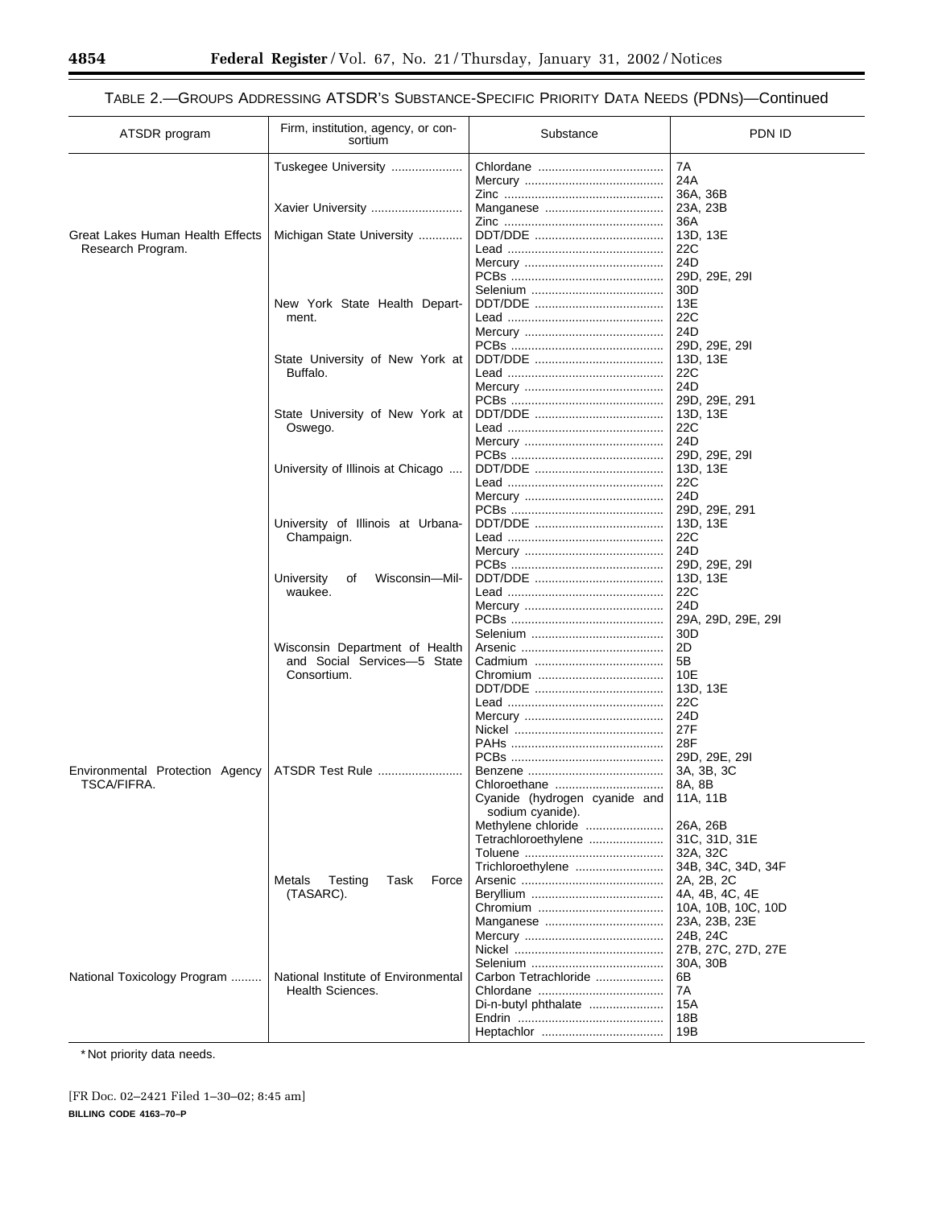## TABLE 2.—GROUPS ADDRESSING ATSDR'S SUBSTANCE-SPECIFIC PRIORITY DATA NEEDS (PDNs)—Continued

| ATSDR program | Firm, institution, agency, or consortium | Substance | PDN ID |
|---|---|---|---|
| | Tuskegee University | Chlordane | 7A |
| | | Mercury | 24A |
| | | Zinc | 36A, 36B |
| | Xavier University | Manganese | 23A, 23B |
| | | Zinc | 36A |
| Great Lakes Human Health Effects Research Program. | Michigan State University | DDT/DDE | 13D, 13E |
| | | Lead | 22C |
| | | Mercury | 24D |
| | | PCBs | 29D, 29E, 29I |
| | | Selenium | 30D |
| | New York State Health Department. | DDT/DDE | 13E |
| | | Lead | 22C |
| | | Mercury | 24D |
| | | PCBs | 29D, 29E, 29I |
| | State University of New York at Buffalo. | DDT/DDE | 13D, 13E |
| | | Lead | 22C |
| | | Mercury | 24D |
| | | PCBs | 29D, 29E, 291 |
| | State University of New York at Oswego. | DDT/DDE | 13D, 13E |
| | | Lead | 22C |
| | | Mercury | 24D |
| | | PCBs | 29D, 29E, 29I |
| | University of Illinois at Chicago | DDT/DDE | 13D, 13E |
| | | Lead | 22C |
| | | Mercury | 24D |
| | | PCBs | 29D, 29E, 291 |
| | University of Illinois at Urbana-Champaign. | DDT/DDE | 13D, 13E |
| | | Lead | 22C |
| | | Mercury | 24D |
| | | PCBs | 29D, 29E, 29I |
| | University of Wisconsin—Milwaukee. | DDT/DDE | 13D, 13E |
| | | Lead | 22C |
| | | Mercury | 24D |
| | | PCBs | 29A, 29D, 29E, 29I |
| | | Selenium | 30D |
| | Wisconsin Department of Health and Social Services—5 State Consortium. | Arsenic | 2D |
| | | Cadmium | 5B |
| | | Chromium | 10E |
| | | DDT/DDE | 13D, 13E |
| | | Lead | 22C |
| | | Mercury | 24D |
| | | Nickel | 27F |
| | | PAHs | 28F |
| | | PCBs | 29D, 29E, 29I |
| Environmental Protection Agency TSCA/FIFRA. | ATSDR Test Rule | Benzene | 3A, 3B, 3C |
| | | Chloroethane | 8A, 8B |
| | | Cyanide (hydrogen cyanide and sodium cyanide). | 11A, 11B |
| | | Methylene chloride | 26A, 26B |
| | | Tetrachloroethylene | 31C, 31D, 31E |
| | | Toluene | 32A, 32C |
| | | Trichloroethylene | 34B, 34C, 34D, 34F |
| | Metals Testing Task Force (TASARC). | Arsenic | 2A, 2B, 2C |
| | | Beryllium | 4A, 4B, 4C, 4E |
| | | Chromium | 10A, 10B, 10C, 10D |
| | | Manganese | 23A, 23B, 23E |
| | | Mercury | 24B, 24C |
| | | Nickel | 27B, 27C, 27D, 27E |
| | | Selenium | 30A, 30B |
| National Toxicology Program | National Institute of Environmental Health Sciences. | Carbon Tetrachloride | 6B |
| | | Chlordane | 7A |
| | | Di-n-butyl phthalate | 15A |
| | | Endrin | 18B |
| | | Heptachlor | 19B |

* Not priority data needs.

[FR Doc. 02–2421 Filed 1–30–02; 8:45 am]

**BILLING CODE 4163–70–P**